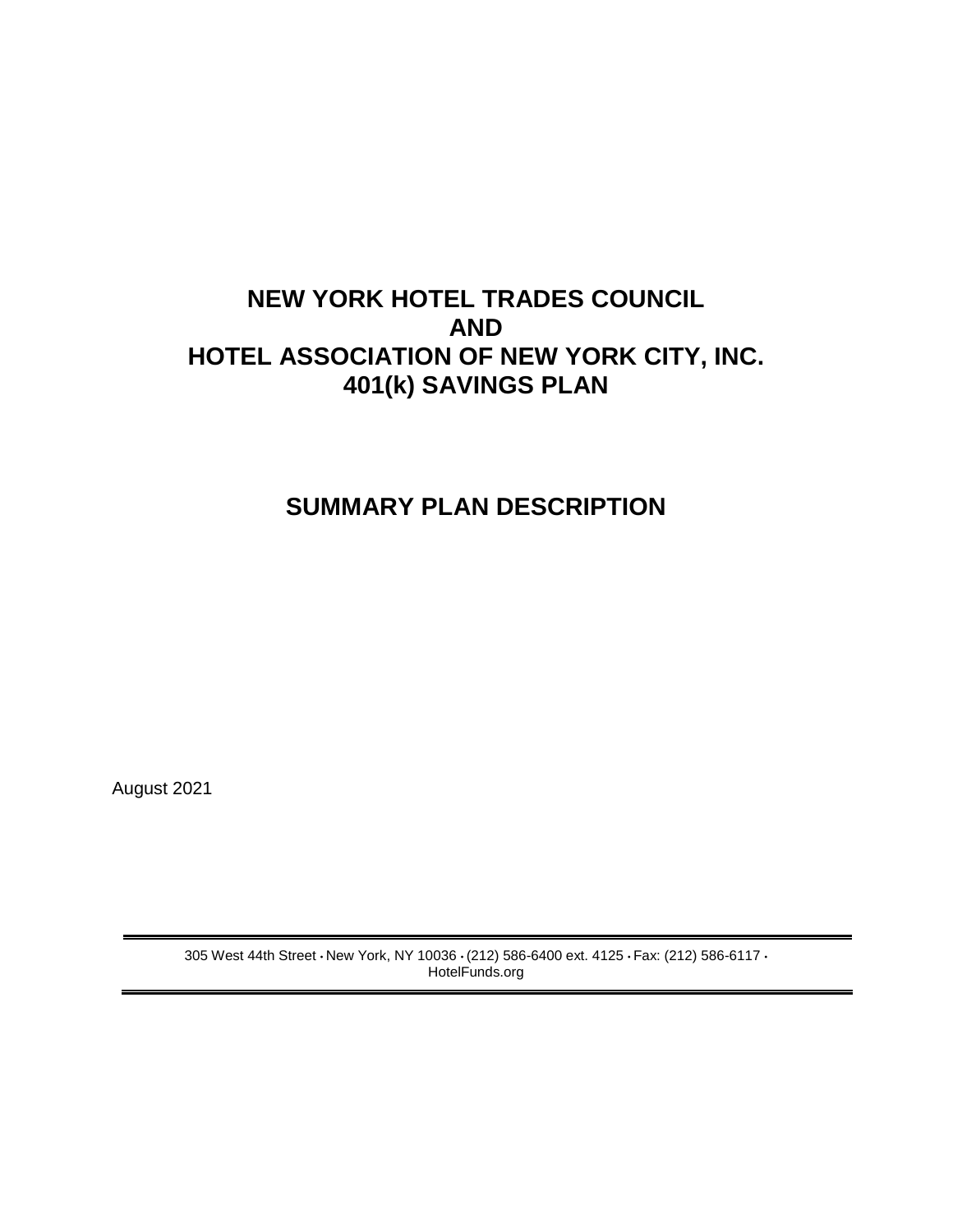# NEW YORK HOTEL TRADES COUNCIL AND HOTEL ASSOCIATION OF NEW YORK CITY, INC. 401(k) SAVINGS PLAN

# SUMMARY PLAN DESCRIPTION

August 2021

305 West 44th Street • New York, NY 10036 • (212) 586-6400 ext. 4125 • Fax: (212) 586-6117 • HotelFunds.org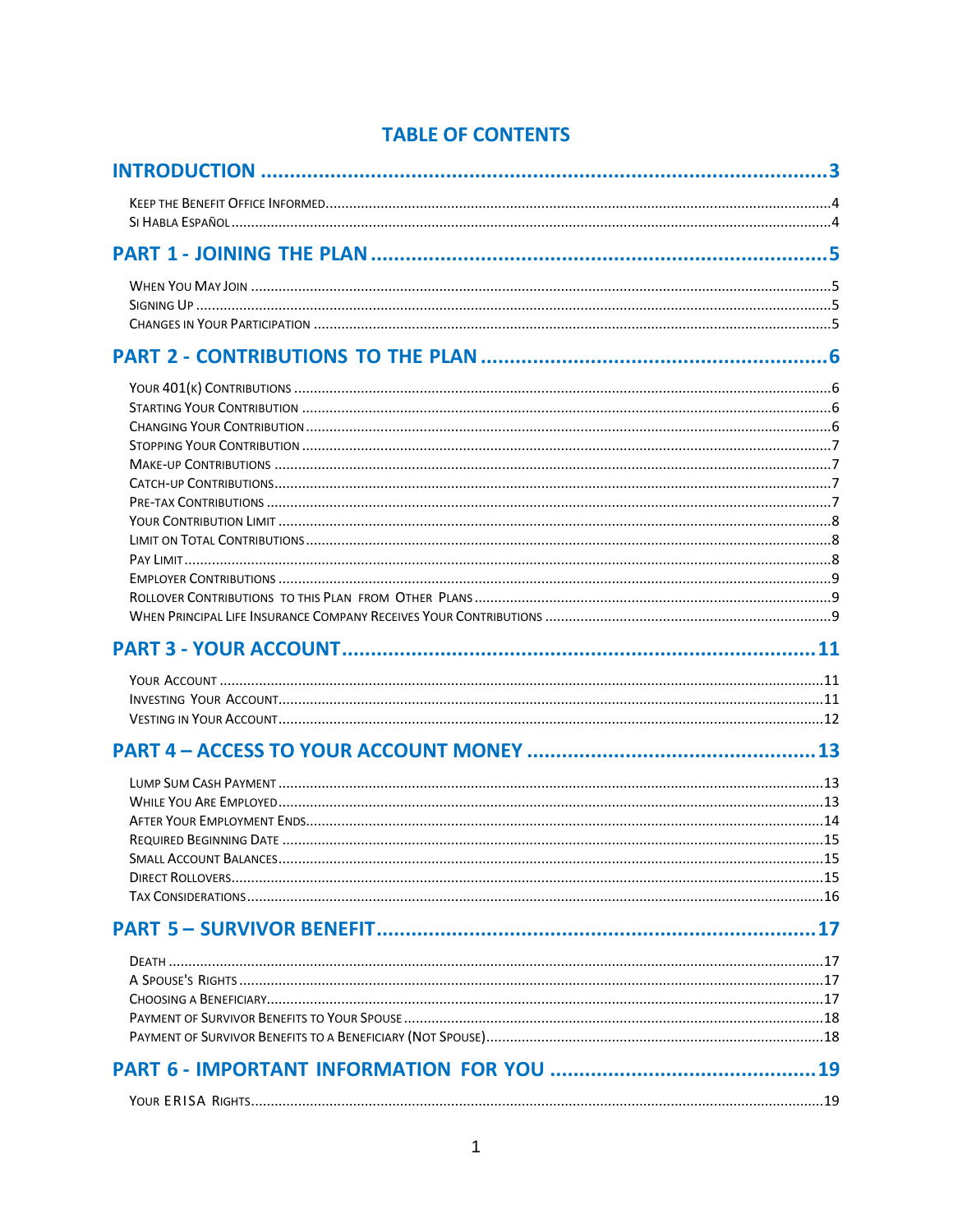# TABLE OF CONTENTS

**INTRODUCTION** .......... 3

Keep the Benefit Office Informed .......... 4
Si Habla Español .......... 4

**PART 1 - JOINING THE PLAN** .......... 5

When You May Join .......... 5
Signing Up .......... 5
Changes in Your Participation .......... 5

**PART 2 - CONTRIBUTIONS TO THE PLAN** .......... 6

Your 401(k) Contributions .......... 6
Starting Your Contribution .......... 6
Changing Your Contribution .......... 6
Stopping Your Contribution .......... 7
Make-up Contributions .......... 7
Catch-up Contributions .......... 7
Pre-tax Contributions .......... 7
Your Contribution Limit .......... 8
Limit on Total Contributions .......... 8
Pay Limit .......... 8
Employer Contributions .......... 9
Rollover Contributions to this Plan from Other Plans .......... 9
When Principal Life Insurance Company Receives Your Contributions .......... 9

**PART 3 - YOUR ACCOUNT** .......... 11

Your Account .......... 11
Investing Your Account .......... 11
Vesting in Your Account .......... 12

**PART 4 – ACCESS TO YOUR ACCOUNT MONEY** .......... 13

Lump Sum Cash Payment .......... 13
While You Are Employed .......... 13
After Your Employment Ends .......... 14
Required Beginning Date .......... 15
Small Account Balances .......... 15
Direct Rollovers .......... 15
Tax Considerations .......... 16

**PART 5 – SURVIVOR BENEFIT** .......... 17

Death .......... 17
A Spouse's Rights .......... 17
Choosing a Beneficiary .......... 17
Payment of Survivor Benefits to Your Spouse .......... 18
Payment of Survivor Benefits to a Beneficiary (Not Spouse) .......... 18

**PART 6 - IMPORTANT INFORMATION FOR YOU** .......... 19

Your ERISA Rights .......... 19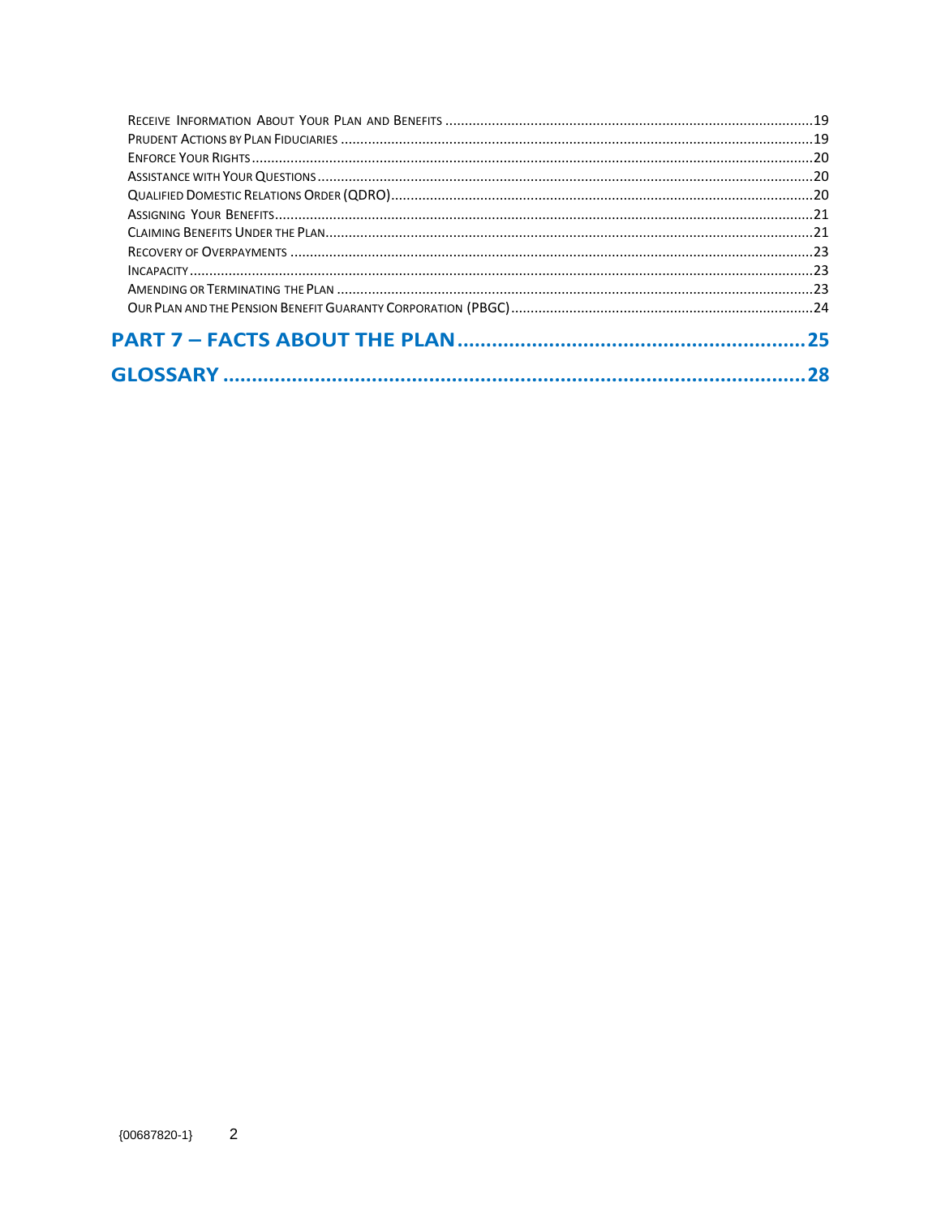Receive Information About Your Plan and Benefits .......... 19
Prudent Actions by Plan Fiduciaries .......... 19
Enforce Your Rights .......... 20
Assistance with Your Questions .......... 20
Qualified Domestic Relations Order (QDRO) .......... 20
Assigning Your Benefits .......... 21
Claiming Benefits Under the Plan .......... 21
Recovery of Overpayments .......... 23
Incapacity .......... 23
Amending or Terminating the Plan .......... 23
Our Plan and the Pension Benefit Guaranty Corporation (PBGC) .......... 24

**PART 7 – FACTS ABOUT THE PLAN .......... 25**

**GLOSSARY .......... 28**

{00687820-1}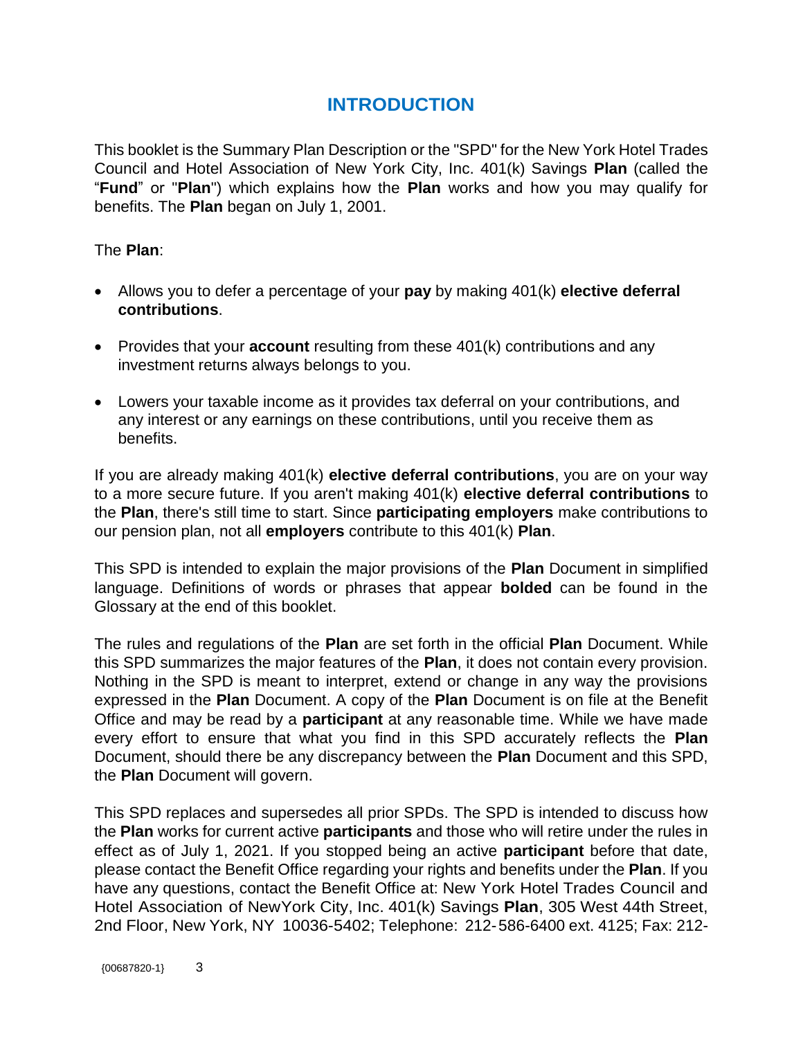# INTRODUCTION

This booklet is the Summary Plan Description or the "SPD" for the New York Hotel Trades Council and Hotel Association of New York City, Inc. 401(k) Savings **Plan** (called the "**Fund**" or "**Plan**") which explains how the **Plan** works and how you may qualify for benefits. The **Plan** began on July 1, 2001.

The **Plan**:

- Allows you to defer a percentage of your **pay** by making 401(k) **elective deferral contributions**.
- Provides that your **account** resulting from these 401(k) contributions and any investment returns always belongs to you.
- Lowers your taxable income as it provides tax deferral on your contributions, and any interest or any earnings on these contributions, until you receive them as benefits.

If you are already making 401(k) **elective deferral contributions**, you are on your way to a more secure future. If you aren't making 401(k) **elective deferral contributions** to the **Plan**, there's still time to start. Since **participating employers** make contributions to our pension plan, not all **employers** contribute to this 401(k) **Plan**.

This SPD is intended to explain the major provisions of the **Plan** Document in simplified language. Definitions of words or phrases that appear **bolded** can be found in the Glossary at the end of this booklet.

The rules and regulations of the **Plan** are set forth in the official **Plan** Document. While this SPD summarizes the major features of the **Plan**, it does not contain every provision. Nothing in the SPD is meant to interpret, extend or change in any way the provisions expressed in the **Plan** Document. A copy of the **Plan** Document is on file at the Benefit Office and may be read by a **participant** at any reasonable time. While we have made every effort to ensure that what you find in this SPD accurately reflects the **Plan** Document, should there be any discrepancy between the **Plan** Document and this SPD, the **Plan** Document will govern.

This SPD replaces and supersedes all prior SPDs. The SPD is intended to discuss how the **Plan** works for current active **participants** and those who will retire under the rules in effect as of July 1, 2021. If you stopped being an active **participant** before that date, please contact the Benefit Office regarding your rights and benefits under the **Plan**. If you have any questions, contact the Benefit Office at: New York Hotel Trades Council and Hotel Association of NewYork City, Inc. 401(k) Savings **Plan**, 305 West 44th Street, 2nd Floor, New York, NY 10036-5402; Telephone: 212-586-6400 ext. 4125; Fax: 212-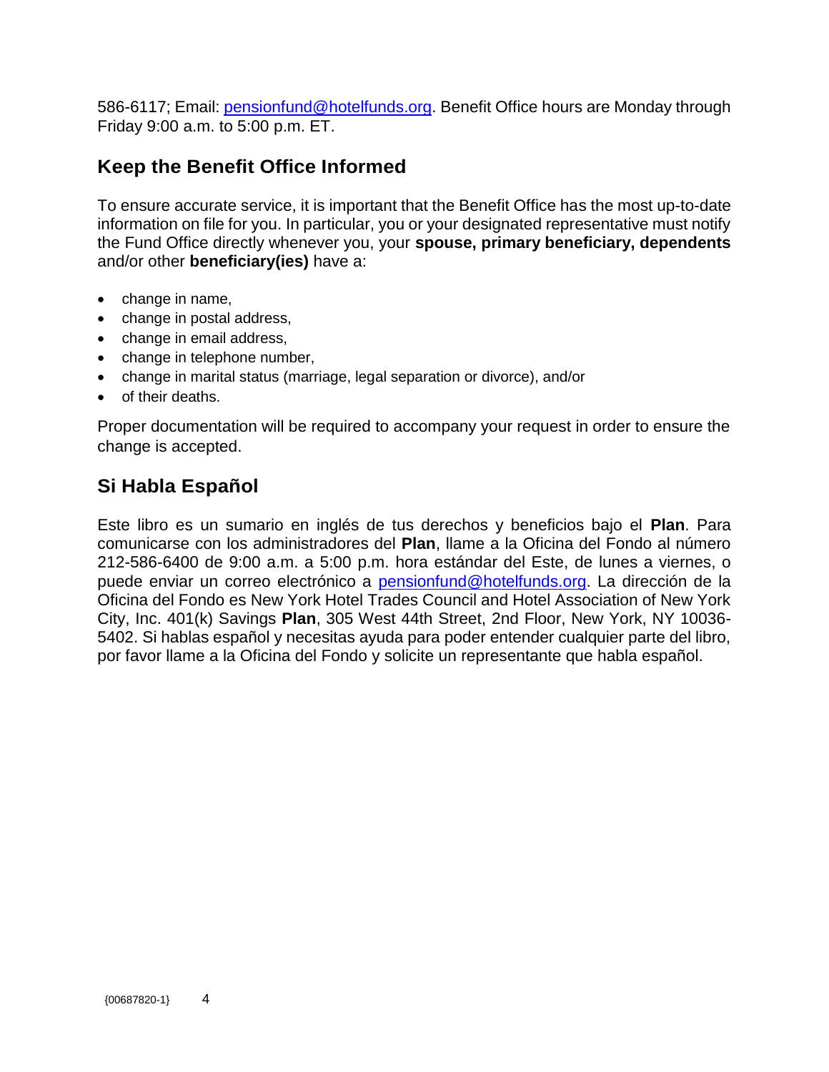586-6117; Email: pensionfund@hotelfunds.org. Benefit Office hours are Monday through Friday 9:00 a.m. to 5:00 p.m. ET.

## Keep the Benefit Office Informed

To ensure accurate service, it is important that the Benefit Office has the most up-to-date information on file for you. In particular, you or your designated representative must notify the Fund Office directly whenever you, your **spouse, primary beneficiary, dependents** and/or other **beneficiary(ies)** have a:

- change in name,
- change in postal address,
- change in email address,
- change in telephone number,
- change in marital status (marriage, legal separation or divorce), and/or
- of their deaths.

Proper documentation will be required to accompany your request in order to ensure the change is accepted.

## Si Habla Español

Este libro es un sumario en inglés de tus derechos y beneficios bajo el **Plan**. Para comunicarse con los administradores del **Plan**, llame a la Oficina del Fondo al número 212-586-6400 de 9:00 a.m. a 5:00 p.m. hora estándar del Este, de lunes a viernes, o puede enviar un correo electrónico a pensionfund@hotelfunds.org. La dirección de la Oficina del Fondo es New York Hotel Trades Council and Hotel Association of New York City, Inc. 401(k) Savings **Plan**, 305 West 44th Street, 2nd Floor, New York, NY 10036-5402. Si hablas español y necesitas ayuda para poder entender cualquier parte del libro, por favor llame a la Oficina del Fondo y solicite un representante que habla español.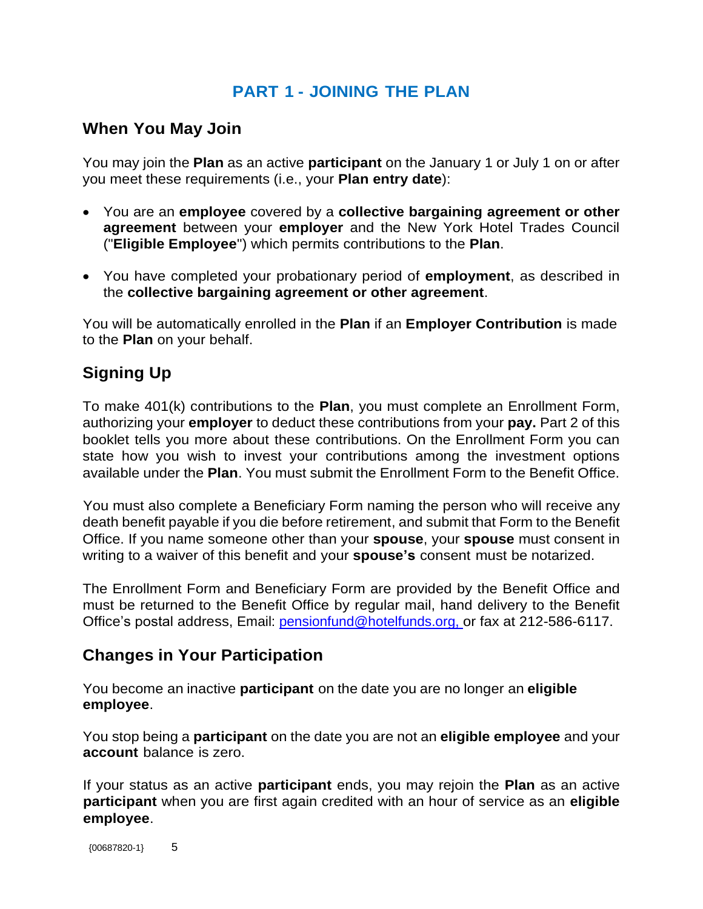# PART 1 - JOINING THE PLAN

## When You May Join

You may join the **Plan** as an active **participant** on the January 1 or July 1 on or after you meet these requirements (i.e., your **Plan entry date**):

- You are an **employee** covered by a **collective bargaining agreement or other agreement** between your **employer** and the New York Hotel Trades Council ("**Eligible Employee**") which permits contributions to the **Plan**.
- You have completed your probationary period of **employment**, as described in the **collective bargaining agreement or other agreement**.

You will be automatically enrolled in the **Plan** if an **Employer Contribution** is made to the **Plan** on your behalf.

## Signing Up

To make 401(k) contributions to the **Plan**, you must complete an Enrollment Form, authorizing your **employer** to deduct these contributions from your **pay.** Part 2 of this booklet tells you more about these contributions. On the Enrollment Form you can state how you wish to invest your contributions among the investment options available under the **Plan**. You must submit the Enrollment Form to the Benefit Office.

You must also complete a Beneficiary Form naming the person who will receive any death benefit payable if you die before retirement, and submit that Form to the Benefit Office. If you name someone other than your **spouse**, your **spouse** must consent in writing to a waiver of this benefit and your **spouse's** consent must be notarized.

The Enrollment Form and Beneficiary Form are provided by the Benefit Office and must be returned to the Benefit Office by regular mail, hand delivery to the Benefit Office's postal address, Email: pensionfund@hotelfunds.org, or fax at 212-586-6117.

## Changes in Your Participation

You become an inactive **participant** on the date you are no longer an **eligible employee**.

You stop being a **participant** on the date you are not an **eligible employee** and your **account** balance is zero.

If your status as an active **participant** ends, you may rejoin the **Plan** as an active **participant** when you are first again credited with an hour of service as an **eligible employee**.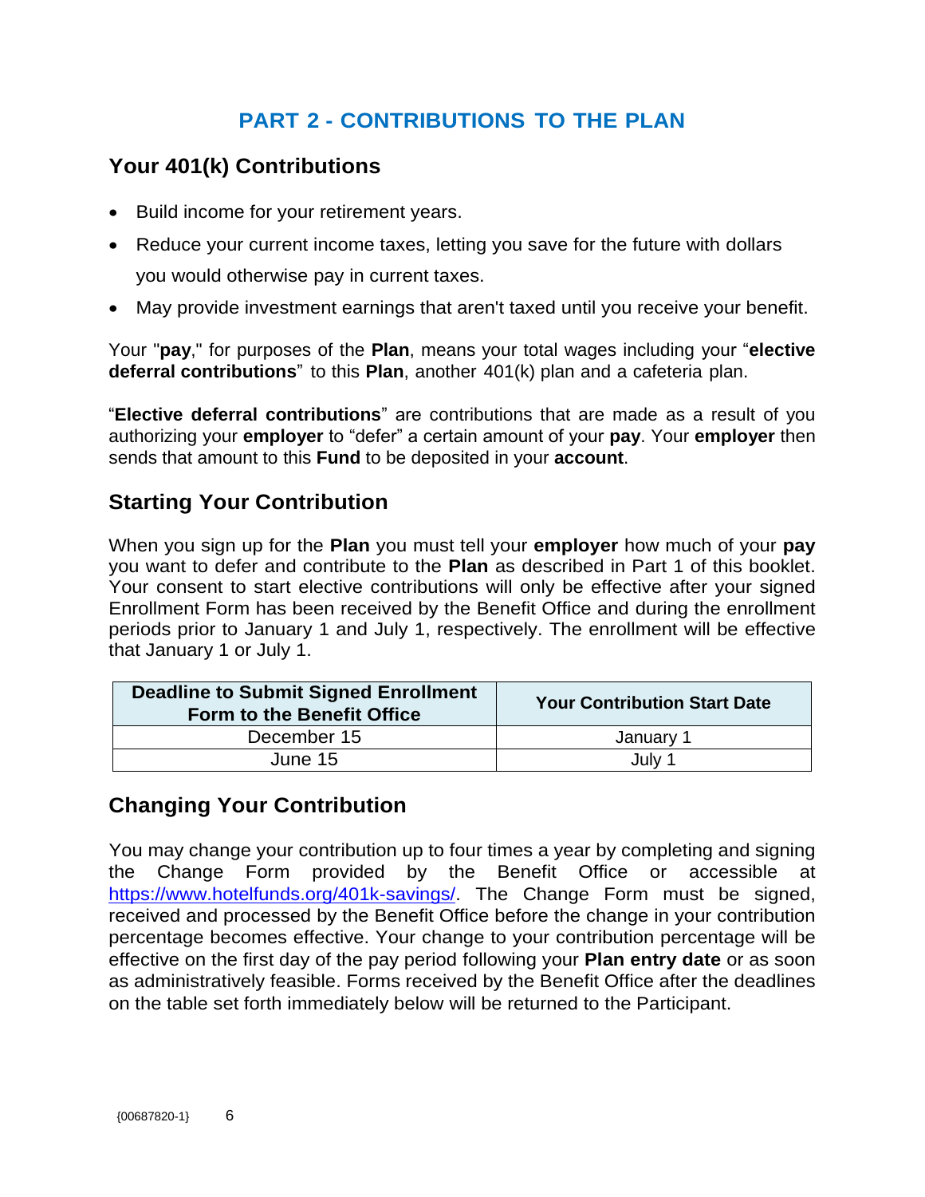# PART 2 - CONTRIBUTIONS TO THE PLAN

## Your 401(k) Contributions

- Build income for your retirement years.
- Reduce your current income taxes, letting you save for the future with dollars you would otherwise pay in current taxes.
- May provide investment earnings that aren't taxed until you receive your benefit.

Your "**pay**," for purposes of the **Plan**, means your total wages including your "**elective deferral contributions**" to this **Plan**, another 401(k) plan and a cafeteria plan.

"**Elective deferral contributions**" are contributions that are made as a result of you authorizing your **employer** to "defer" a certain amount of your **pay**. Your **employer** then sends that amount to this **Fund** to be deposited in your **account**.

## Starting Your Contribution

When you sign up for the **Plan** you must tell your **employer** how much of your **pay** you want to defer and contribute to the **Plan** as described in Part 1 of this booklet. Your consent to start elective contributions will only be effective after your signed Enrollment Form has been received by the Benefit Office and during the enrollment periods prior to January 1 and July 1, respectively. The enrollment will be effective that January 1 or July 1.

| Deadline to Submit Signed Enrollment Form to the Benefit Office | Your Contribution Start Date |
|---|---|
| December 15 | January 1 |
| June 15 | July 1 |

## Changing Your Contribution

You may change your contribution up to four times a year by completing and signing the Change Form provided by the Benefit Office or accessible at https://www.hotelfunds.org/401k-savings/. The Change Form must be signed, received and processed by the Benefit Office before the change in your contribution percentage becomes effective. Your change to your contribution percentage will be effective on the first day of the pay period following your **Plan entry date** or as soon as administratively feasible. Forms received by the Benefit Office after the deadlines on the table set forth immediately below will be returned to the Participant.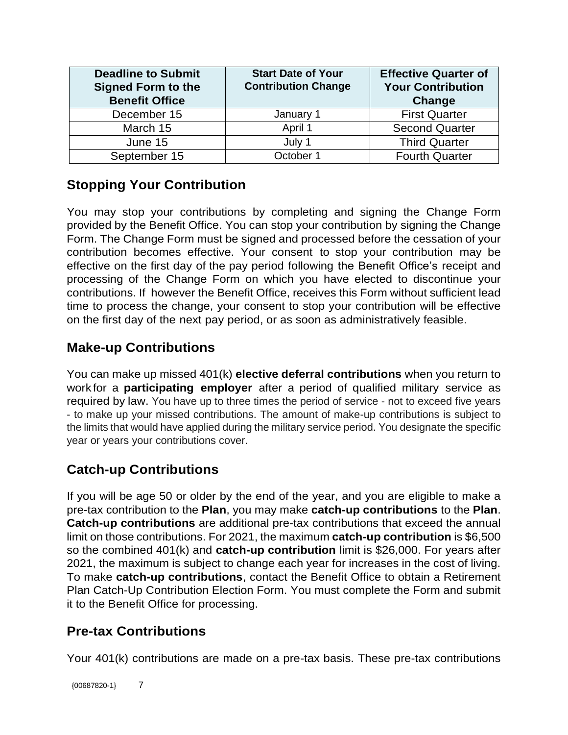| Deadline to Submit Signed Form to the Benefit Office | Start Date of Your Contribution Change | Effective Quarter of Your Contribution Change |
|---|---|---|
| December 15 | January 1 | First Quarter |
| March 15 | April 1 | Second Quarter |
| June 15 | July 1 | Third Quarter |
| September 15 | October 1 | Fourth Quarter |

## Stopping Your Contribution

You may stop your contributions by completing and signing the Change Form provided by the Benefit Office. You can stop your contribution by signing the Change Form. The Change Form must be signed and processed before the cessation of your contribution becomes effective. Your consent to stop your contribution may be effective on the first day of the pay period following the Benefit Office's receipt and processing of the Change Form on which you have elected to discontinue your contributions. If however the Benefit Office, receives this Form without sufficient lead time to process the change, your consent to stop your contribution will be effective on the first day of the next pay period, or as soon as administratively feasible.

## Make-up Contributions

You can make up missed 401(k) **elective deferral contributions** when you return to work for a **participating employer** after a period of qualified military service as required by law. You have up to three times the period of service - not to exceed five years - to make up your missed contributions. The amount of make-up contributions is subject to the limits that would have applied during the military service period. You designate the specific year or years your contributions cover.

## Catch-up Contributions

If you will be age 50 or older by the end of the year, and you are eligible to make a pre-tax contribution to the **Plan**, you may make **catch-up contributions** to the **Plan**. **Catch-up contributions** are additional pre-tax contributions that exceed the annual limit on those contributions. For 2021, the maximum **catch-up contribution** is $6,500 so the combined 401(k) and **catch-up contribution** limit is $26,000. For years after 2021, the maximum is subject to change each year for increases in the cost of living. To make **catch-up contributions**, contact the Benefit Office to obtain a Retirement Plan Catch-Up Contribution Election Form. You must complete the Form and submit it to the Benefit Office for processing.

## Pre-tax Contributions

Your 401(k) contributions are made on a pre-tax basis. These pre-tax contributions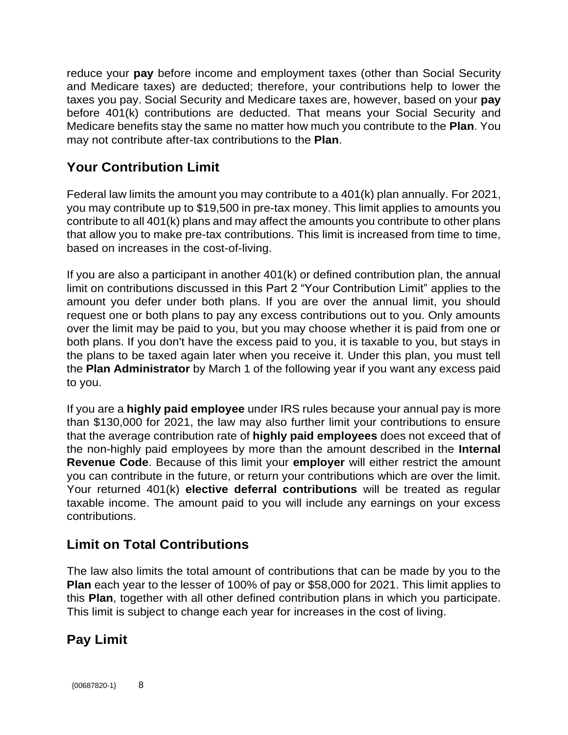reduce your **pay** before income and employment taxes (other than Social Security and Medicare taxes) are deducted; therefore, your contributions help to lower the taxes you pay. Social Security and Medicare taxes are, however, based on your **pay** before 401(k) contributions are deducted. That means your Social Security and Medicare benefits stay the same no matter how much you contribute to the **Plan**. You may not contribute after-tax contributions to the **Plan**.

## Your Contribution Limit

Federal law limits the amount you may contribute to a 401(k) plan annually. For 2021, you may contribute up to $19,500 in pre-tax money. This limit applies to amounts you contribute to all 401(k) plans and may affect the amounts you contribute to other plans that allow you to make pre-tax contributions. This limit is increased from time to time, based on increases in the cost-of-living.

If you are also a participant in another 401(k) or defined contribution plan, the annual limit on contributions discussed in this Part 2 "Your Contribution Limit" applies to the amount you defer under both plans. If you are over the annual limit, you should request one or both plans to pay any excess contributions out to you. Only amounts over the limit may be paid to you, but you may choose whether it is paid from one or both plans. If you don't have the excess paid to you, it is taxable to you, but stays in the plans to be taxed again later when you receive it. Under this plan, you must tell the **Plan Administrator** by March 1 of the following year if you want any excess paid to you.

If you are a **highly paid employee** under IRS rules because your annual pay is more than $130,000 for 2021, the law may also further limit your contributions to ensure that the average contribution rate of **highly paid employees** does not exceed that of the non-highly paid employees by more than the amount described in the **Internal Revenue Code**. Because of this limit your **employer** will either restrict the amount you can contribute in the future, or return your contributions which are over the limit. Your returned 401(k) **elective deferral contributions** will be treated as regular taxable income. The amount paid to you will include any earnings on your excess contributions.

## Limit on Total Contributions

The law also limits the total amount of contributions that can be made by you to the **Plan** each year to the lesser of 100% of pay or $58,000 for 2021. This limit applies to this **Plan**, together with all other defined contribution plans in which you participate. This limit is subject to change each year for increases in the cost of living.

## Pay Limit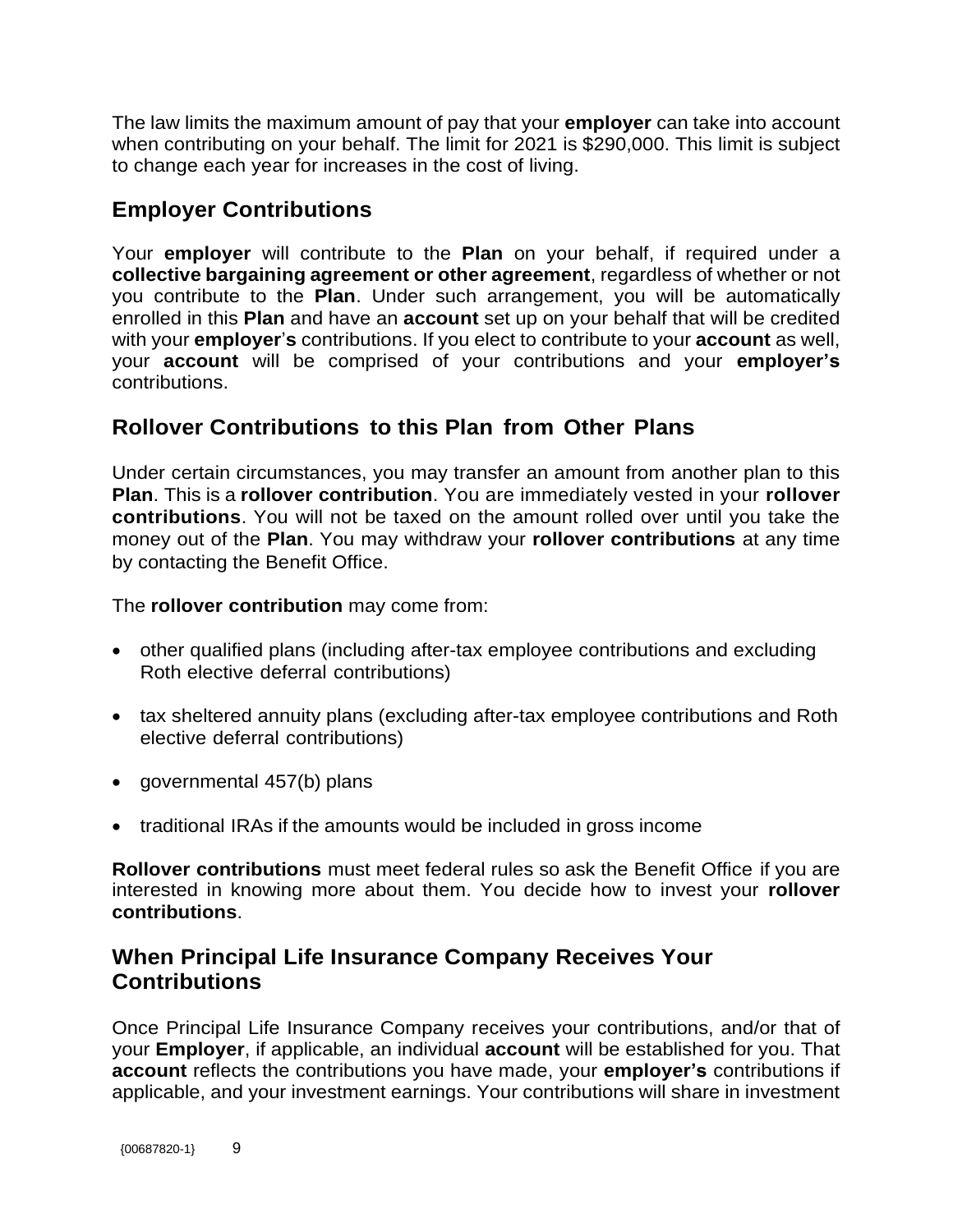The law limits the maximum amount of pay that your **employer** can take into account when contributing on your behalf. The limit for 2021 is $290,000. This limit is subject to change each year for increases in the cost of living.

## Employer Contributions

Your **employer** will contribute to the **Plan** on your behalf, if required under a **collective bargaining agreement or other agreement**, regardless of whether or not you contribute to the **Plan**. Under such arrangement, you will be automatically enrolled in this **Plan** and have an **account** set up on your behalf that will be credited with your **employer's** contributions. If you elect to contribute to your **account** as well, your **account** will be comprised of your contributions and your **employer's** contributions.

## Rollover Contributions to this Plan from Other Plans

Under certain circumstances, you may transfer an amount from another plan to this **Plan**. This is a **rollover contribution**. You are immediately vested in your **rollover contributions**. You will not be taxed on the amount rolled over until you take the money out of the **Plan**. You may withdraw your **rollover contributions** at any time by contacting the Benefit Office.

The **rollover contribution** may come from:

- other qualified plans (including after-tax employee contributions and excluding Roth elective deferral contributions)
- tax sheltered annuity plans (excluding after-tax employee contributions and Roth elective deferral contributions)
- governmental 457(b) plans
- traditional IRAs if the amounts would be included in gross income

**Rollover contributions** must meet federal rules so ask the Benefit Office if you are interested in knowing more about them. You decide how to invest your **rollover contributions**.

## When Principal Life Insurance Company Receives Your Contributions

Once Principal Life Insurance Company receives your contributions, and/or that of your **Employer**, if applicable, an individual **account** will be established for you. That **account** reflects the contributions you have made, your **employer's** contributions if applicable, and your investment earnings. Your contributions will share in investment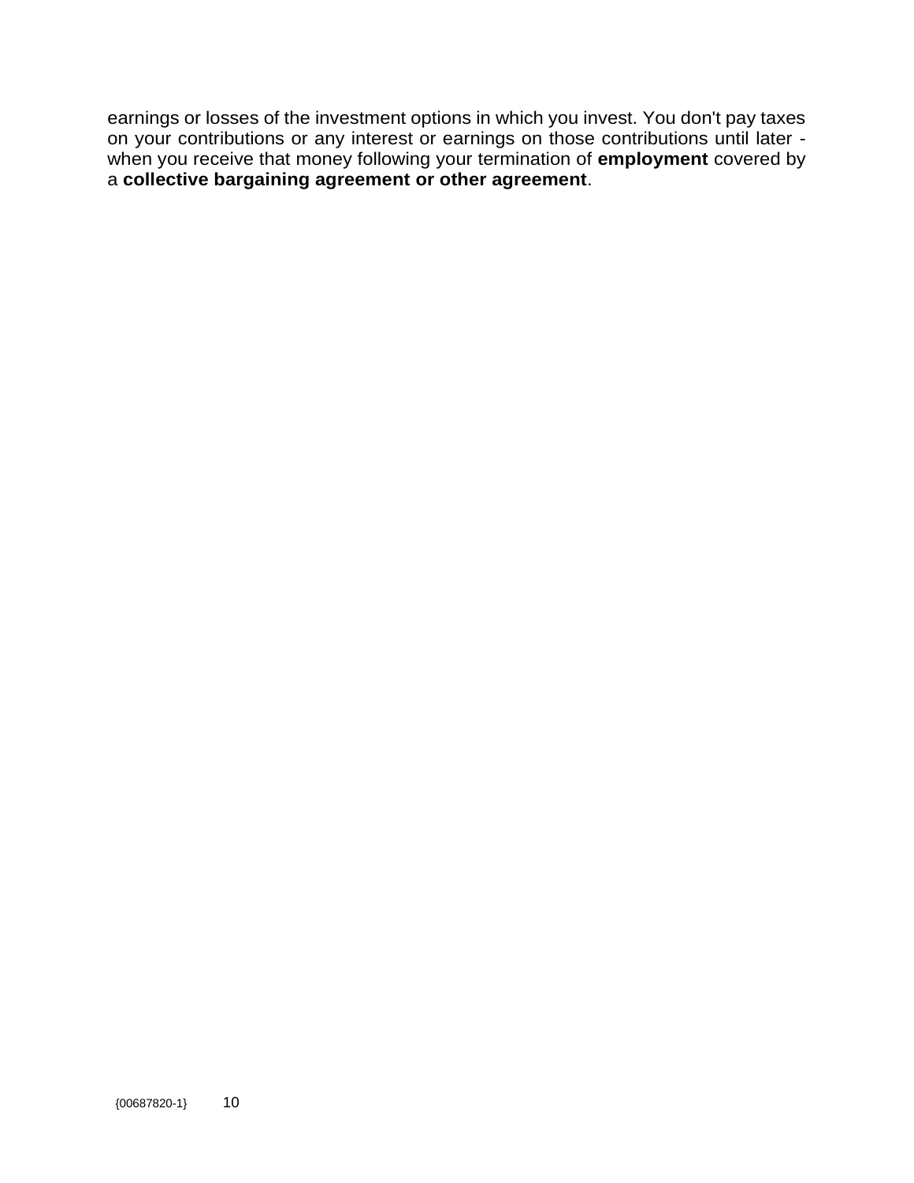earnings or losses of the investment options in which you invest. You don't pay taxes on your contributions or any interest or earnings on those contributions until later - when you receive that money following your termination of **employment** covered by a **collective bargaining agreement or other agreement**.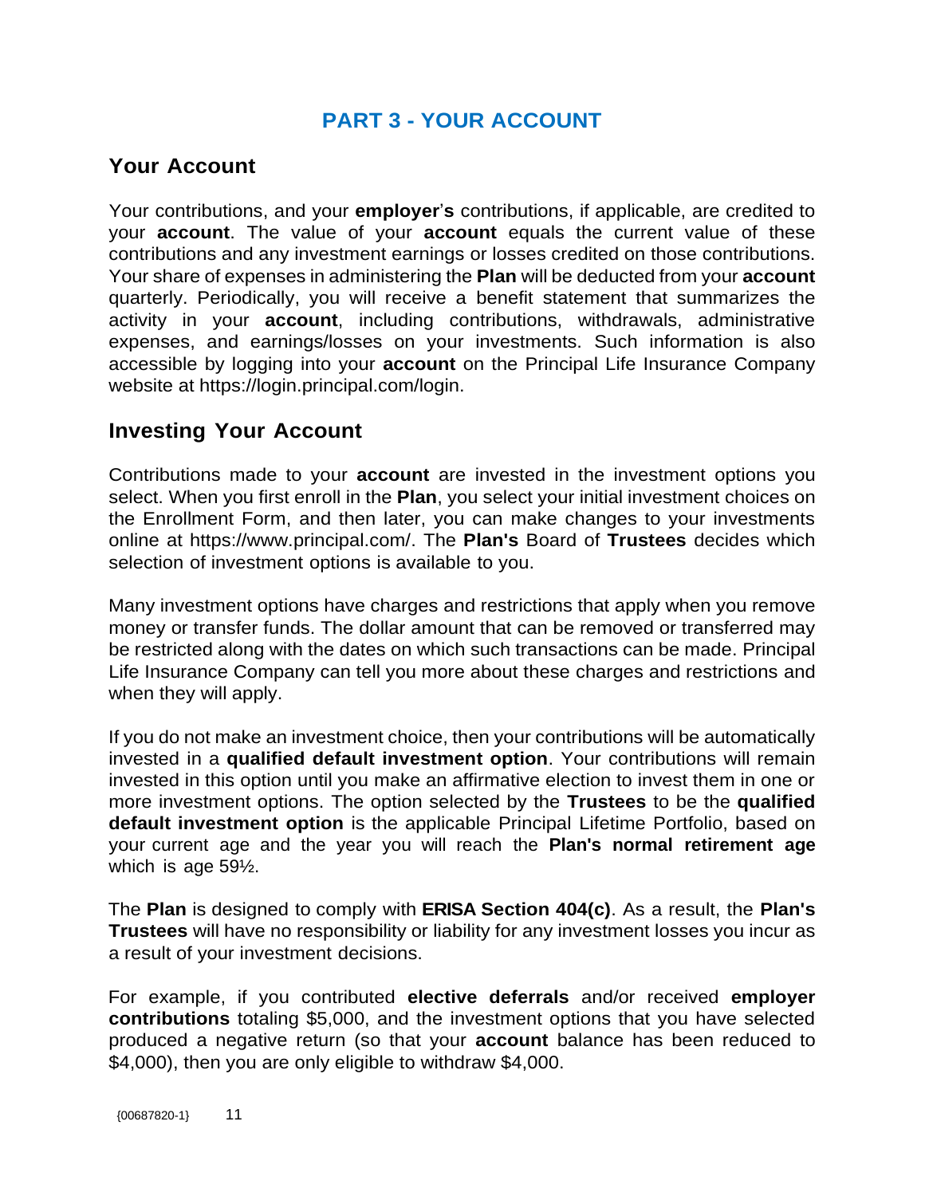# PART 3 - YOUR ACCOUNT

## Your Account

Your contributions, and your **employer's** contributions, if applicable, are credited to your **account**. The value of your **account** equals the current value of these contributions and any investment earnings or losses credited on those contributions. Your share of expenses in administering the **Plan** will be deducted from your **account** quarterly. Periodically, you will receive a benefit statement that summarizes the activity in your **account**, including contributions, withdrawals, administrative expenses, and earnings/losses on your investments. Such information is also accessible by logging into your **account** on the Principal Life Insurance Company website at https://login.principal.com/login.

## Investing Your Account

Contributions made to your **account** are invested in the investment options you select. When you first enroll in the **Plan**, you select your initial investment choices on the Enrollment Form, and then later, you can make changes to your investments online at https://www.principal.com/. The **Plan's** Board of **Trustees** decides which selection of investment options is available to you.

Many investment options have charges and restrictions that apply when you remove money or transfer funds. The dollar amount that can be removed or transferred may be restricted along with the dates on which such transactions can be made. Principal Life Insurance Company can tell you more about these charges and restrictions and when they will apply.

If you do not make an investment choice, then your contributions will be automatically invested in a **qualified default investment option**. Your contributions will remain invested in this option until you make an affirmative election to invest them in one or more investment options. The option selected by the **Trustees** to be the **qualified default investment option** is the applicable Principal Lifetime Portfolio, based on your current age and the year you will reach the **Plan's normal retirement age** which is age 59½.

The **Plan** is designed to comply with **ERISA Section 404(c)**. As a result, the **Plan's Trustees** will have no responsibility or liability for any investment losses you incur as a result of your investment decisions.

For example, if you contributed **elective deferrals** and/or received **employer contributions** totaling $5,000, and the investment options that you have selected produced a negative return (so that your **account** balance has been reduced to $4,000), then you are only eligible to withdraw $4,000.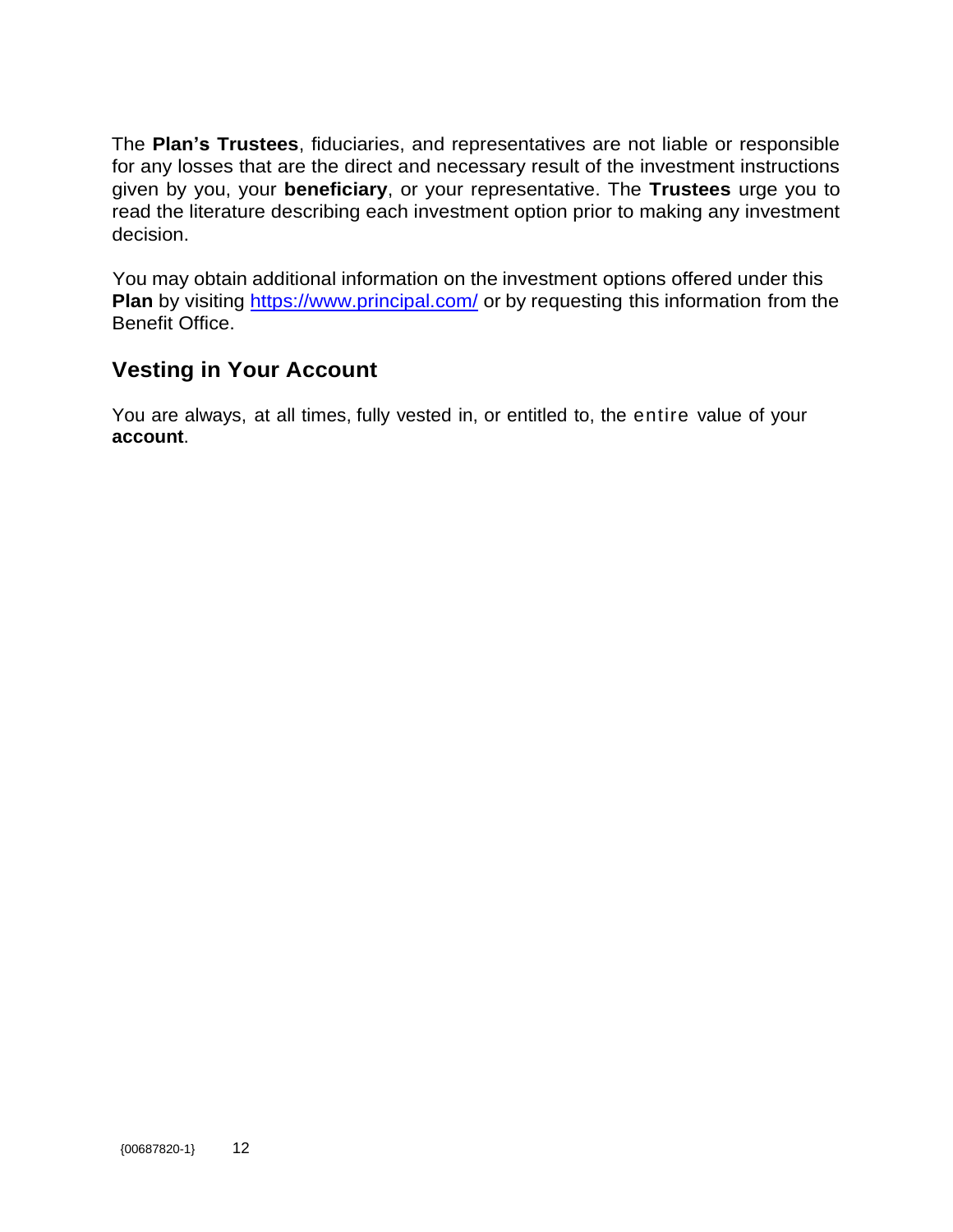The **Plan's Trustees**, fiduciaries, and representatives are not liable or responsible for any losses that are the direct and necessary result of the investment instructions given by you, your **beneficiary**, or your representative. The **Trustees** urge you to read the literature describing each investment option prior to making any investment decision.

You may obtain additional information on the investment options offered under this **Plan** by visiting https://www.principal.com/ or by requesting this information from the Benefit Office.

## Vesting in Your Account

You are always, at all times, fully vested in, or entitled to, the entire value of your **account**.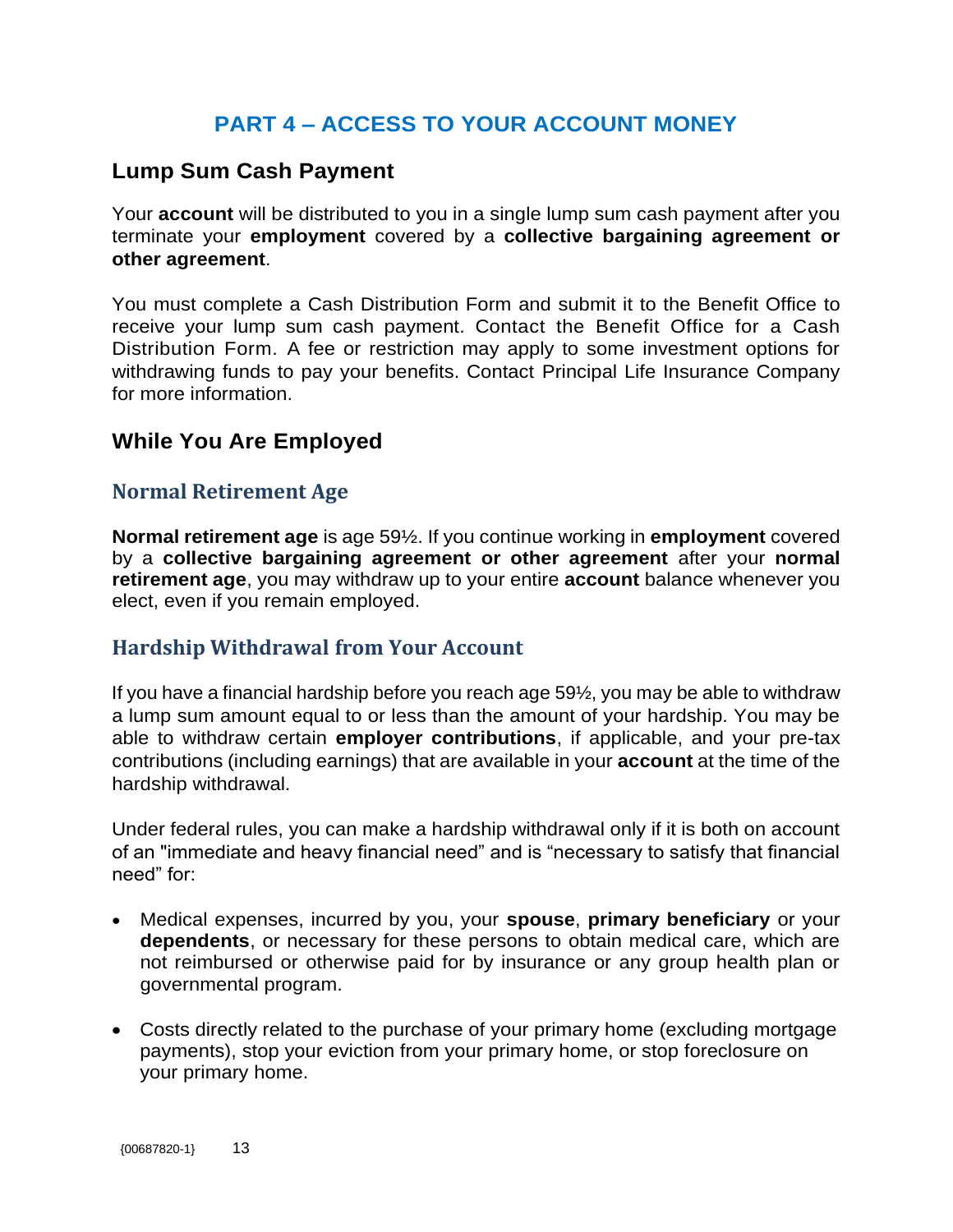# PART 4 – ACCESS TO YOUR ACCOUNT MONEY

## Lump Sum Cash Payment

Your **account** will be distributed to you in a single lump sum cash payment after you terminate your **employment** covered by a **collective bargaining agreement or other agreement**.

You must complete a Cash Distribution Form and submit it to the Benefit Office to receive your lump sum cash payment. Contact the Benefit Office for a Cash Distribution Form. A fee or restriction may apply to some investment options for withdrawing funds to pay your benefits. Contact Principal Life Insurance Company for more information.

## While You Are Employed

### Normal Retirement Age

**Normal retirement age** is age 59½. If you continue working in **employment** covered by a **collective bargaining agreement or other agreement** after your **normal retirement age**, you may withdraw up to your entire **account** balance whenever you elect, even if you remain employed.

### Hardship Withdrawal from Your Account

If you have a financial hardship before you reach age 59½, you may be able to withdraw a lump sum amount equal to or less than the amount of your hardship. You may be able to withdraw certain **employer contributions**, if applicable, and your pre-tax contributions (including earnings) that are available in your **account** at the time of the hardship withdrawal.

Under federal rules, you can make a hardship withdrawal only if it is both on account of an "immediate and heavy financial need" and is "necessary to satisfy that financial need" for:

- Medical expenses, incurred by you, your **spouse**, **primary beneficiary** or your **dependents**, or necessary for these persons to obtain medical care, which are not reimbursed or otherwise paid for by insurance or any group health plan or governmental program.
- Costs directly related to the purchase of your primary home (excluding mortgage payments), stop your eviction from your primary home, or stop foreclosure on your primary home.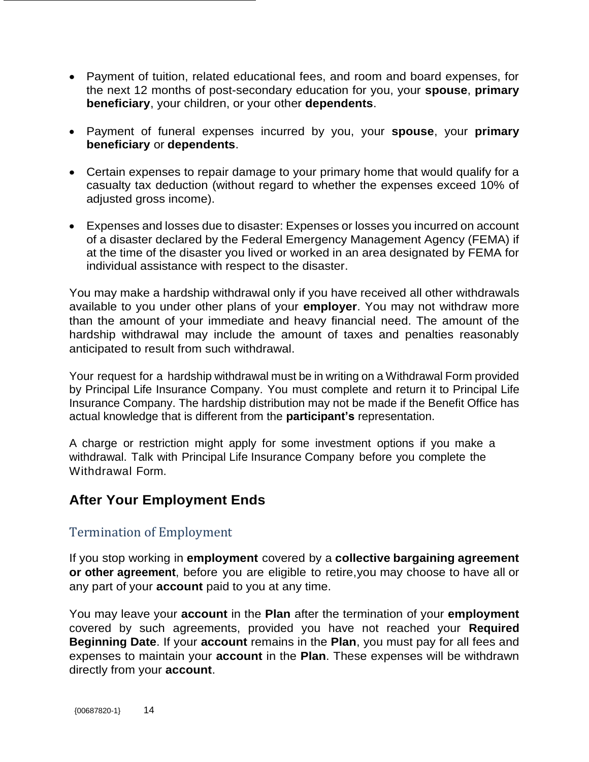- Payment of tuition, related educational fees, and room and board expenses, for the next 12 months of post-secondary education for you, your **spouse**, **primary beneficiary**, your children, or your other **dependents**.

- Payment of funeral expenses incurred by you, your **spouse**, your **primary beneficiary** or **dependents**.

- Certain expenses to repair damage to your primary home that would qualify for a casualty tax deduction (without regard to whether the expenses exceed 10% of adjusted gross income).

- Expenses and losses due to disaster: Expenses or losses you incurred on account of a disaster declared by the Federal Emergency Management Agency (FEMA) if at the time of the disaster you lived or worked in an area designated by FEMA for individual assistance with respect to the disaster.

You may make a hardship withdrawal only if you have received all other withdrawals available to you under other plans of your **employer**. You may not withdraw more than the amount of your immediate and heavy financial need. The amount of the hardship withdrawal may include the amount of taxes and penalties reasonably anticipated to result from such withdrawal.

Your request for a hardship withdrawal must be in writing on a Withdrawal Form provided by Principal Life Insurance Company. You must complete and return it to Principal Life Insurance Company. The hardship distribution may not be made if the Benefit Office has actual knowledge that is different from the **participant's** representation.

A charge or restriction might apply for some investment options if you make a withdrawal. Talk with Principal Life Insurance Company before you complete the Withdrawal Form.

## After Your Employment Ends

### Termination of Employment

If you stop working in **employment** covered by a **collective bargaining agreement or other agreement**, before you are eligible to retire,you may choose to have all or any part of your **account** paid to you at any time.

You may leave your **account** in the **Plan** after the termination of your **employment** covered by such agreements, provided you have not reached your **Required Beginning Date**. If your **account** remains in the **Plan**, you must pay for all fees and expenses to maintain your **account** in the **Plan**. These expenses will be withdrawn directly from your **account**.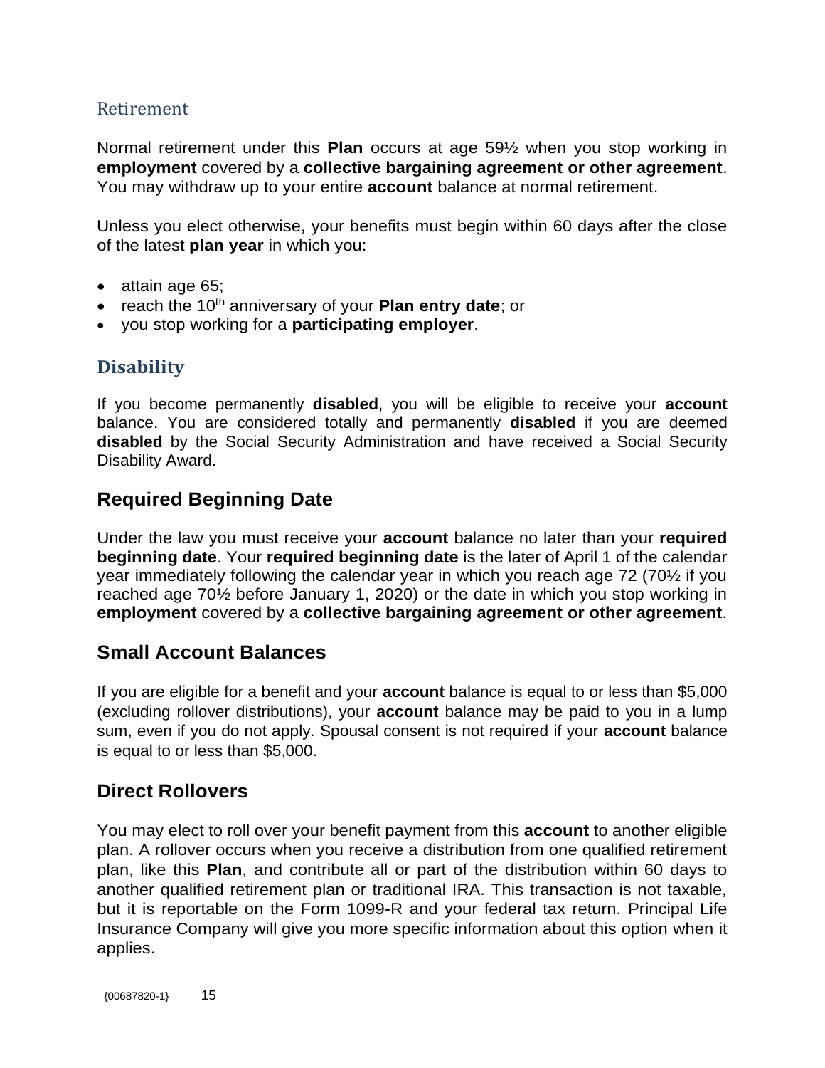## Retirement

Normal retirement under this **Plan** occurs at age 59½ when you stop working in **employment** covered by a **collective bargaining agreement or other agreement**. You may withdraw up to your entire **account** balance at normal retirement.

Unless you elect otherwise, your benefits must begin within 60 days after the close of the latest **plan year** in which you:

- attain age 65;
- reach the 10th anniversary of your **Plan entry date**; or
- you stop working for a **participating employer**.

## Disability

If you become permanently **disabled**, you will be eligible to receive your **account** balance. You are considered totally and permanently **disabled** if you are deemed **disabled** by the Social Security Administration and have received a Social Security Disability Award.

## Required Beginning Date

Under the law you must receive your **account** balance no later than your **required beginning date**. Your **required beginning date** is the later of April 1 of the calendar year immediately following the calendar year in which you reach age 72 (70½ if you reached age 70½ before January 1, 2020) or the date in which you stop working in **employment** covered by a **collective bargaining agreement or other agreement**.

## Small Account Balances

If you are eligible for a benefit and your **account** balance is equal to or less than $5,000 (excluding rollover distributions), your **account** balance may be paid to you in a lump sum, even if you do not apply. Spousal consent is not required if your **account** balance is equal to or less than $5,000.

## Direct Rollovers

You may elect to roll over your benefit payment from this **account** to another eligible plan. A rollover occurs when you receive a distribution from one qualified retirement plan, like this **Plan**, and contribute all or part of the distribution within 60 days to another qualified retirement plan or traditional IRA. This transaction is not taxable, but it is reportable on the Form 1099-R and your federal tax return. Principal Life Insurance Company will give you more specific information about this option when it applies.

{00687820-1}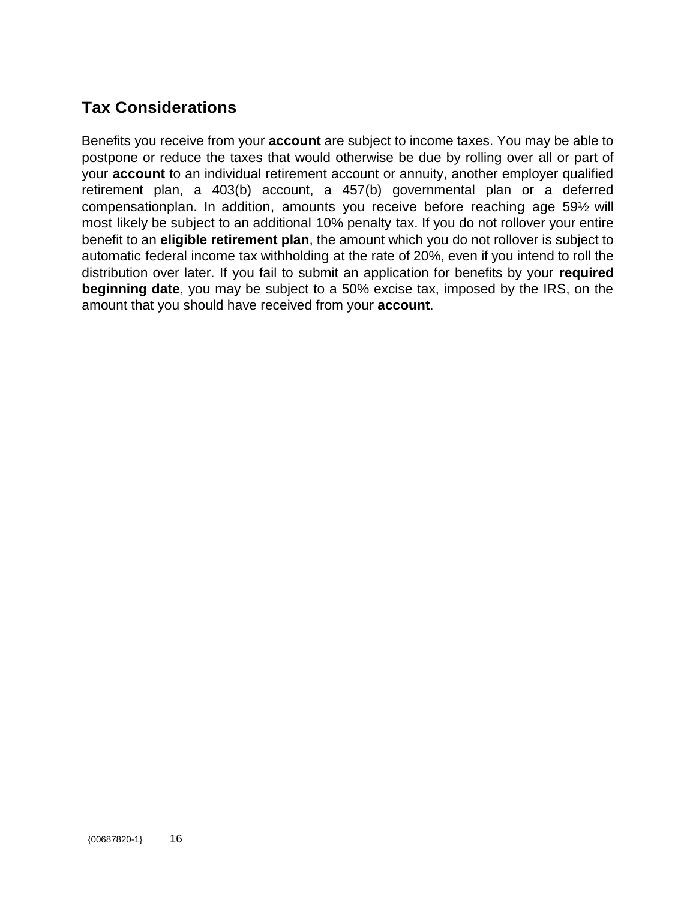## Tax Considerations

Benefits you receive from your **account** are subject to income taxes. You may be able to postpone or reduce the taxes that would otherwise be due by rolling over all or part of your **account** to an individual retirement account or annuity, another employer qualified retirement plan, a 403(b) account, a 457(b) governmental plan or a deferred compensationplan. In addition, amounts you receive before reaching age 59½ will most likely be subject to an additional 10% penalty tax. If you do not rollover your entire benefit to an **eligible retirement plan**, the amount which you do not rollover is subject to automatic federal income tax withholding at the rate of 20%, even if you intend to roll the distribution over later. If you fail to submit an application for benefits by your **required beginning date**, you may be subject to a 50% excise tax, imposed by the IRS, on the amount that you should have received from your **account**.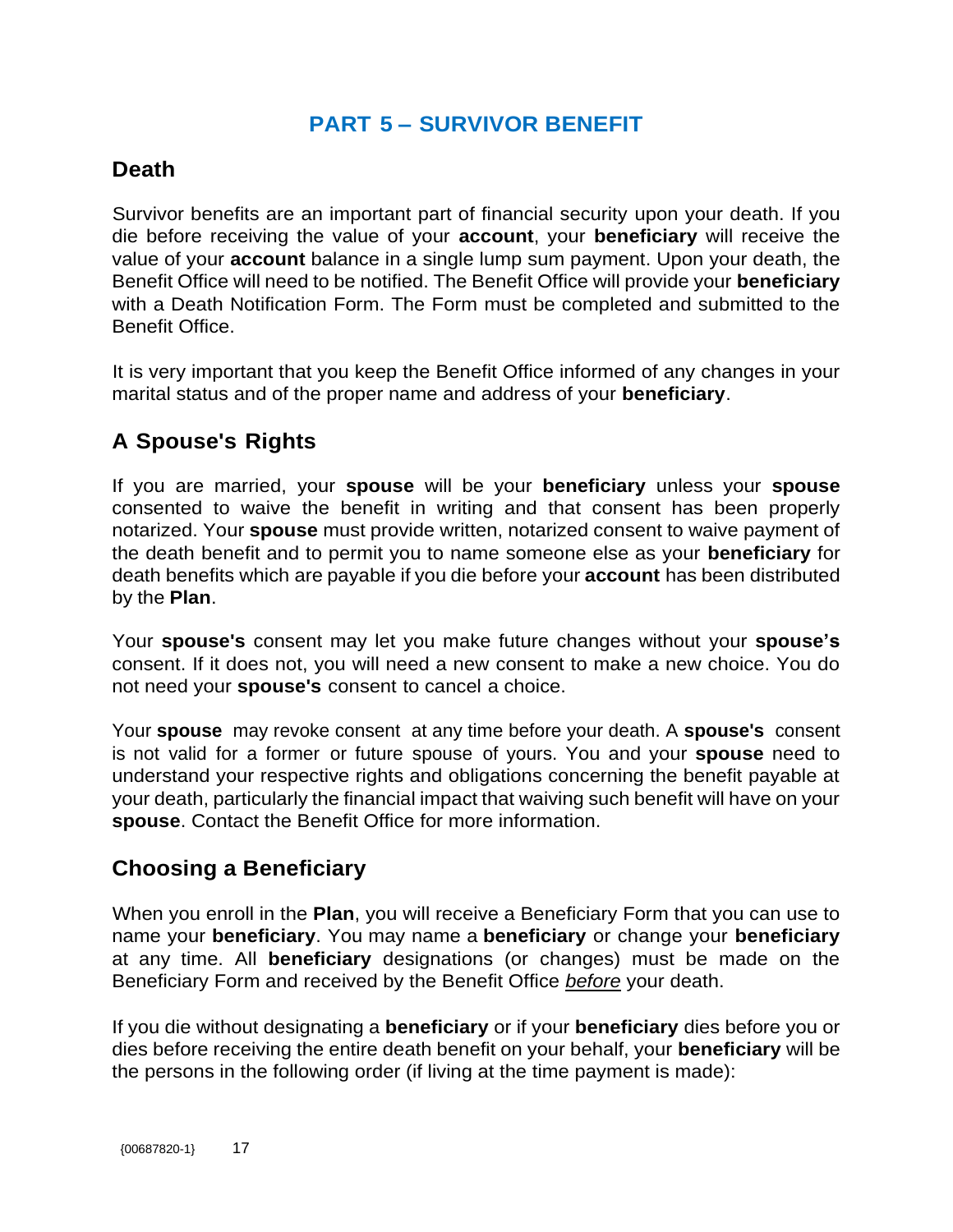# PART 5 – SURVIVOR BENEFIT

## Death

Survivor benefits are an important part of financial security upon your death. If you die before receiving the value of your **account**, your **beneficiary** will receive the value of your **account** balance in a single lump sum payment. Upon your death, the Benefit Office will need to be notified. The Benefit Office will provide your **beneficiary** with a Death Notification Form. The Form must be completed and submitted to the Benefit Office.

It is very important that you keep the Benefit Office informed of any changes in your marital status and of the proper name and address of your **beneficiary**.

## A Spouse's Rights

If you are married, your **spouse** will be your **beneficiary** unless your **spouse** consented to waive the benefit in writing and that consent has been properly notarized. Your **spouse** must provide written, notarized consent to waive payment of the death benefit and to permit you to name someone else as your **beneficiary** for death benefits which are payable if you die before your **account** has been distributed by the **Plan**.

Your **spouse's** consent may let you make future changes without your **spouse's** consent. If it does not, you will need a new consent to make a new choice. You do not need your **spouse's** consent to cancel a choice.

Your **spouse** may revoke consent at any time before your death. A **spouse's** consent is not valid for a former or future spouse of yours. You and your **spouse** need to understand your respective rights and obligations concerning the benefit payable at your death, particularly the financial impact that waiving such benefit will have on your **spouse**. Contact the Benefit Office for more information.

## Choosing a Beneficiary

When you enroll in the **Plan**, you will receive a Beneficiary Form that you can use to name your **beneficiary**. You may name a **beneficiary** or change your **beneficiary** at any time. All **beneficiary** designations (or changes) must be made on the Beneficiary Form and received by the Benefit Office *before* your death.

If you die without designating a **beneficiary** or if your **beneficiary** dies before you or dies before receiving the entire death benefit on your behalf, your **beneficiary** will be the persons in the following order (if living at the time payment is made):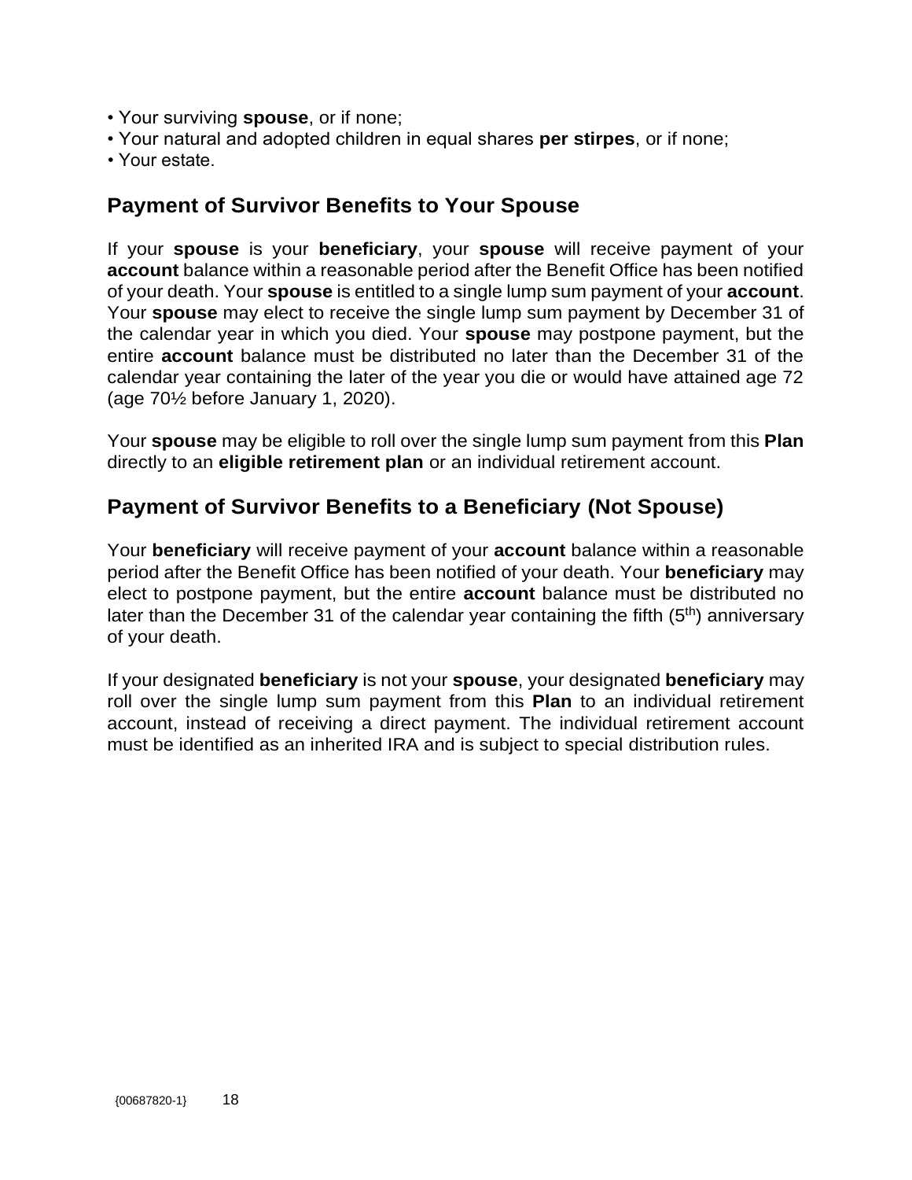- Your surviving **spouse**, or if none;
- Your natural and adopted children in equal shares **per stirpes**, or if none;
- Your estate.

## Payment of Survivor Benefits to Your Spouse

If your **spouse** is your **beneficiary**, your **spouse** will receive payment of your **account** balance within a reasonable period after the Benefit Office has been notified of your death. Your **spouse** is entitled to a single lump sum payment of your **account**. Your **spouse** may elect to receive the single lump sum payment by December 31 of the calendar year in which you died. Your **spouse** may postpone payment, but the entire **account** balance must be distributed no later than the December 31 of the calendar year containing the later of the year you die or would have attained age 72 (age 70½ before January 1, 2020).

Your **spouse** may be eligible to roll over the single lump sum payment from this **Plan** directly to an **eligible retirement plan** or an individual retirement account.

## Payment of Survivor Benefits to a Beneficiary (Not Spouse)

Your **beneficiary** will receive payment of your **account** balance within a reasonable period after the Benefit Office has been notified of your death. Your **beneficiary** may elect to postpone payment, but the entire **account** balance must be distributed no later than the December 31 of the calendar year containing the fifth (5th) anniversary of your death.

If your designated **beneficiary** is not your **spouse**, your designated **beneficiary** may roll over the single lump sum payment from this **Plan** to an individual retirement account, instead of receiving a direct payment. The individual retirement account must be identified as an inherited IRA and is subject to special distribution rules.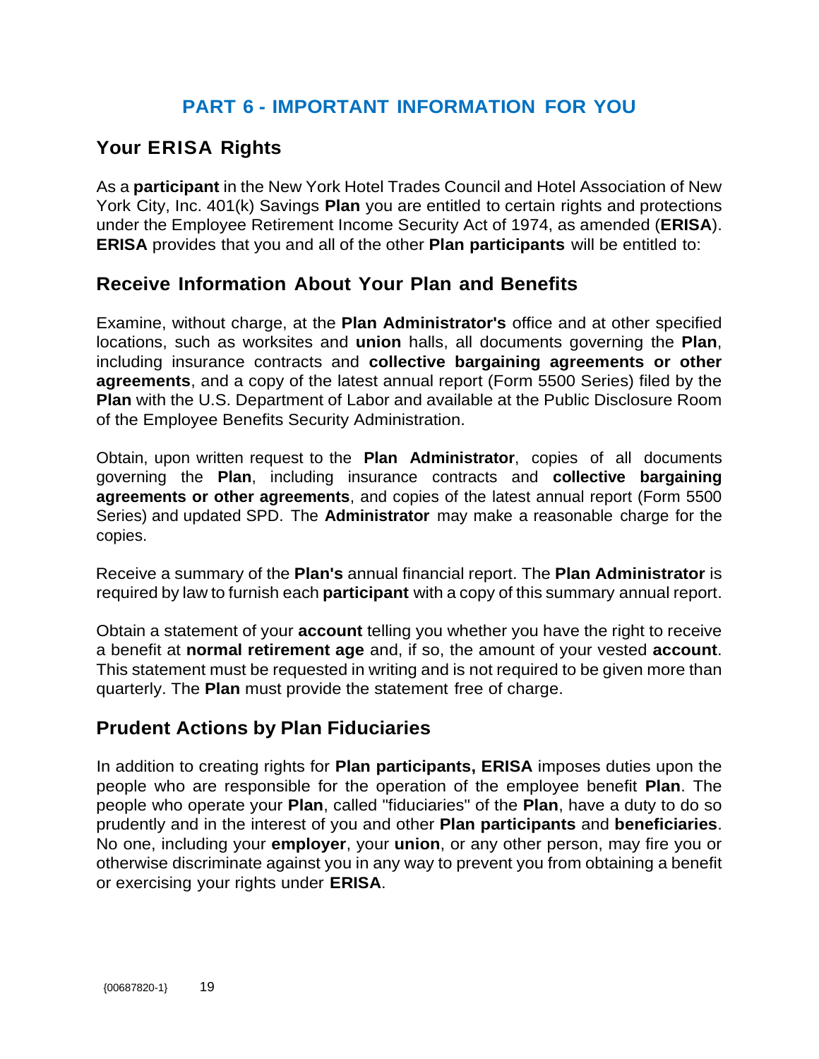# PART 6 - IMPORTANT INFORMATION FOR YOU

## Your ERISA Rights

As a **participant** in the New York Hotel Trades Council and Hotel Association of New York City, Inc. 401(k) Savings **Plan** you are entitled to certain rights and protections under the Employee Retirement Income Security Act of 1974, as amended (**ERISA**). **ERISA** provides that you and all of the other **Plan participants** will be entitled to:

## Receive Information About Your Plan and Benefits

Examine, without charge, at the **Plan Administrator's** office and at other specified locations, such as worksites and **union** halls, all documents governing the **Plan**, including insurance contracts and **collective bargaining agreements or other agreements**, and a copy of the latest annual report (Form 5500 Series) filed by the **Plan** with the U.S. Department of Labor and available at the Public Disclosure Room of the Employee Benefits Security Administration.

Obtain, upon written request to the **Plan Administrator**, copies of all documents governing the **Plan**, including insurance contracts and **collective bargaining agreements or other agreements**, and copies of the latest annual report (Form 5500 Series) and updated SPD. The **Administrator** may make a reasonable charge for the copies.

Receive a summary of the **Plan's** annual financial report. The **Plan Administrator** is required by law to furnish each **participant** with a copy of this summary annual report.

Obtain a statement of your **account** telling you whether you have the right to receive a benefit at **normal retirement age** and, if so, the amount of your vested **account**. This statement must be requested in writing and is not required to be given more than quarterly. The **Plan** must provide the statement free of charge.

## Prudent Actions by Plan Fiduciaries

In addition to creating rights for **Plan participants, ERISA** imposes duties upon the people who are responsible for the operation of the employee benefit **Plan**. The people who operate your **Plan**, called "fiduciaries" of the **Plan**, have a duty to do so prudently and in the interest of you and other **Plan participants** and **beneficiaries**. No one, including your **employer**, your **union**, or any other person, may fire you or otherwise discriminate against you in any way to prevent you from obtaining a benefit or exercising your rights under **ERISA**.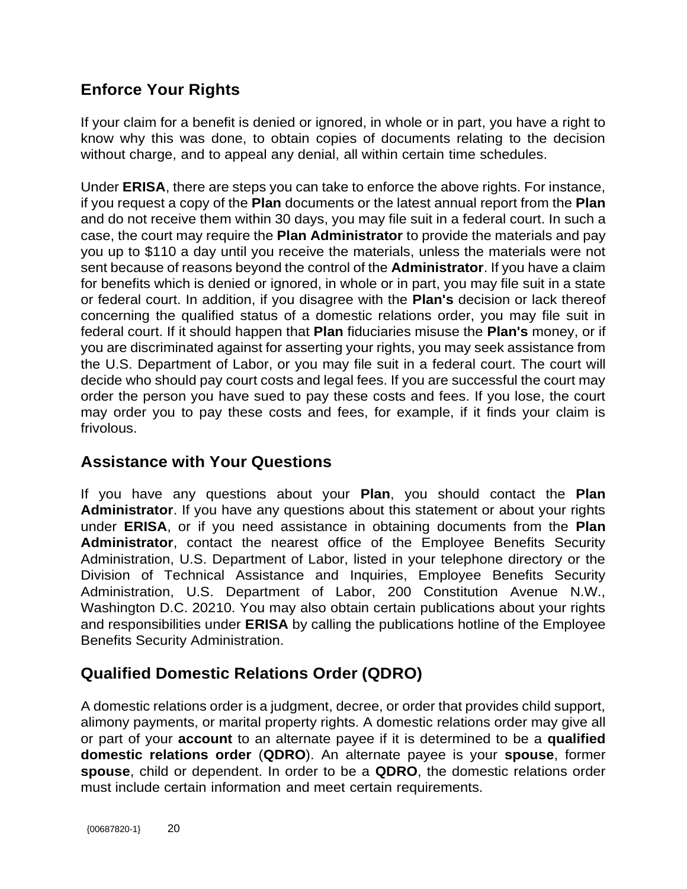## Enforce Your Rights

If your claim for a benefit is denied or ignored, in whole or in part, you have a right to know why this was done, to obtain copies of documents relating to the decision without charge, and to appeal any denial, all within certain time schedules.

Under **ERISA**, there are steps you can take to enforce the above rights. For instance, if you request a copy of the **Plan** documents or the latest annual report from the **Plan** and do not receive them within 30 days, you may file suit in a federal court. In such a case, the court may require the **Plan Administrator** to provide the materials and pay you up to $110 a day until you receive the materials, unless the materials were not sent because of reasons beyond the control of the **Administrator**. If you have a claim for benefits which is denied or ignored, in whole or in part, you may file suit in a state or federal court. In addition, if you disagree with the **Plan's** decision or lack thereof concerning the qualified status of a domestic relations order, you may file suit in federal court. If it should happen that **Plan** fiduciaries misuse the **Plan's** money, or if you are discriminated against for asserting your rights, you may seek assistance from the U.S. Department of Labor, or you may file suit in a federal court. The court will decide who should pay court costs and legal fees. If you are successful the court may order the person you have sued to pay these costs and fees. If you lose, the court may order you to pay these costs and fees, for example, if it finds your claim is frivolous.

## Assistance with Your Questions

If you have any questions about your **Plan**, you should contact the **Plan Administrator**. If you have any questions about this statement or about your rights under **ERISA**, or if you need assistance in obtaining documents from the **Plan Administrator**, contact the nearest office of the Employee Benefits Security Administration, U.S. Department of Labor, listed in your telephone directory or the Division of Technical Assistance and Inquiries, Employee Benefits Security Administration, U.S. Department of Labor, 200 Constitution Avenue N.W., Washington D.C. 20210. You may also obtain certain publications about your rights and responsibilities under **ERISA** by calling the publications hotline of the Employee Benefits Security Administration.

## Qualified Domestic Relations Order (QDRO)

A domestic relations order is a judgment, decree, or order that provides child support, alimony payments, or marital property rights. A domestic relations order may give all or part of your **account** to an alternate payee if it is determined to be a **qualified domestic relations order** (**QDRO**). An alternate payee is your **spouse**, former **spouse**, child or dependent. In order to be a **QDRO**, the domestic relations order must include certain information and meet certain requirements.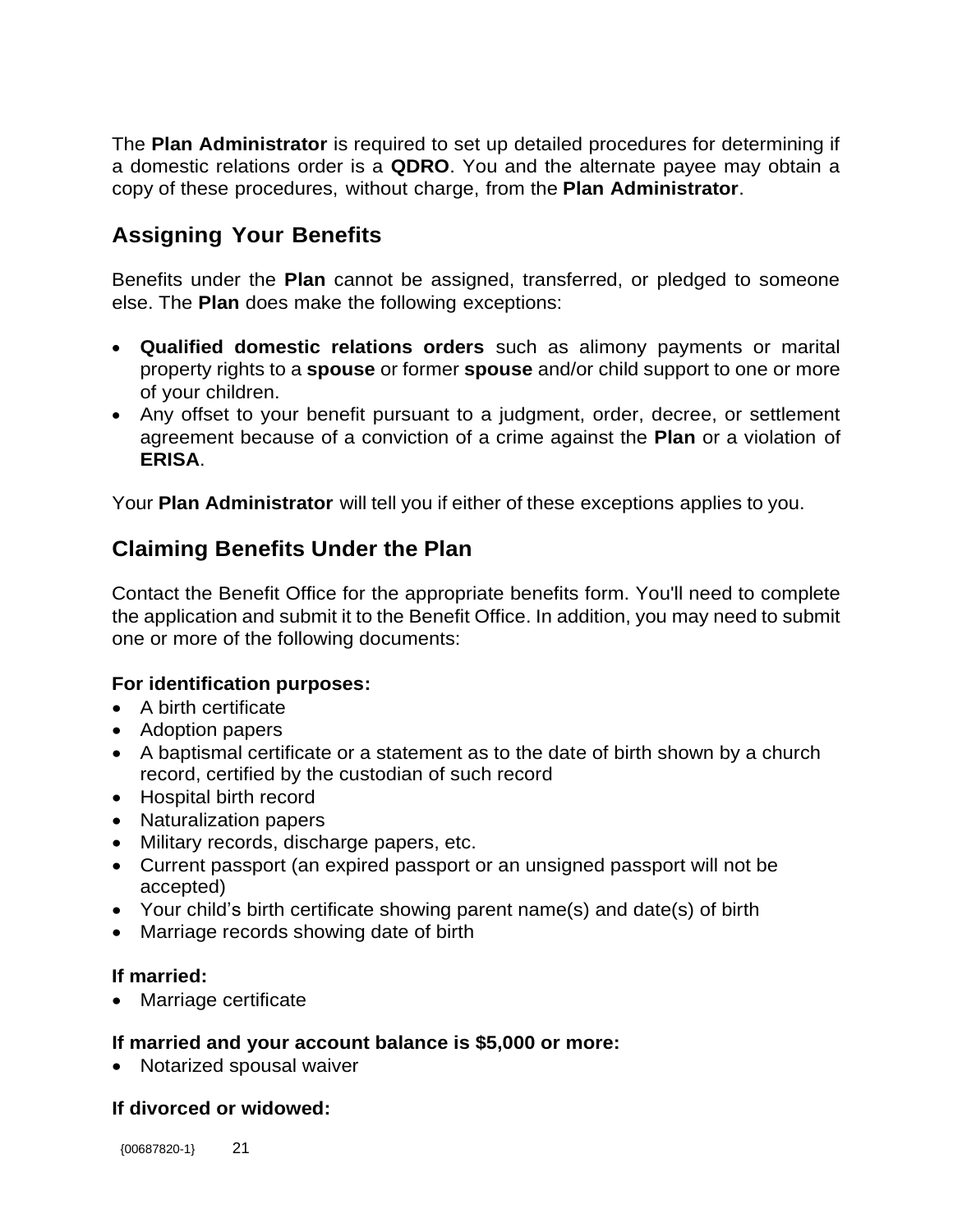The **Plan Administrator** is required to set up detailed procedures for determining if a domestic relations order is a **QDRO**. You and the alternate payee may obtain a copy of these procedures, without charge, from the **Plan Administrator**.

## Assigning Your Benefits

Benefits under the **Plan** cannot be assigned, transferred, or pledged to someone else. The **Plan** does make the following exceptions:

- **Qualified domestic relations orders** such as alimony payments or marital property rights to a **spouse** or former **spouse** and/or child support to one or more of your children.
- Any offset to your benefit pursuant to a judgment, order, decree, or settlement agreement because of a conviction of a crime against the **Plan** or a violation of **ERISA**.

Your **Plan Administrator** will tell you if either of these exceptions applies to you.

## Claiming Benefits Under the Plan

Contact the Benefit Office for the appropriate benefits form. You'll need to complete the application and submit it to the Benefit Office. In addition, you may need to submit one or more of the following documents:

**For identification purposes:**

- A birth certificate
- Adoption papers
- A baptismal certificate or a statement as to the date of birth shown by a church record, certified by the custodian of such record
- Hospital birth record
- Naturalization papers
- Military records, discharge papers, etc.
- Current passport (an expired passport or an unsigned passport will not be accepted)
- Your child's birth certificate showing parent name(s) and date(s) of birth
- Marriage records showing date of birth

**If married:**

- Marriage certificate

**If married and your account balance is $5,000 or more:**

- Notarized spousal waiver

**If divorced or widowed:**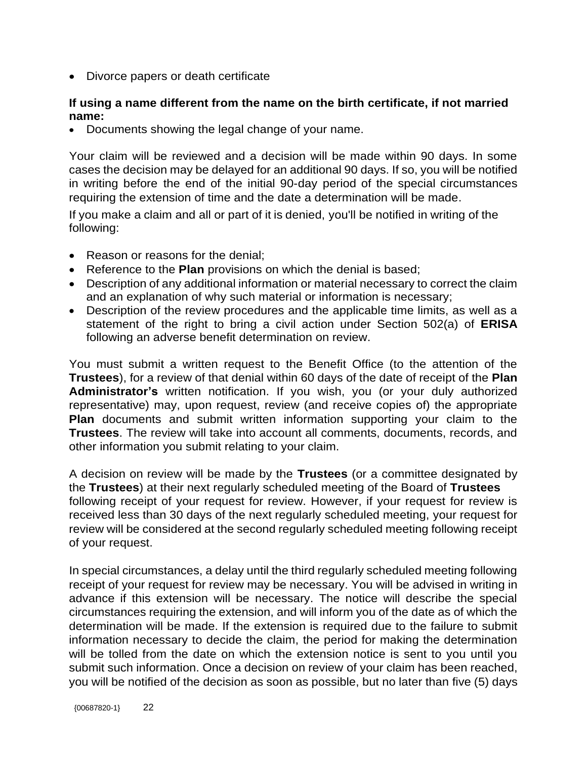- Divorce papers or death certificate

**If using a name different from the name on the birth certificate, if not married name:**

- Documents showing the legal change of your name.

Your claim will be reviewed and a decision will be made within 90 days. In some cases the decision may be delayed for an additional 90 days. If so, you will be notified in writing before the end of the initial 90-day period of the special circumstances requiring the extension of time and the date a determination will be made.

If you make a claim and all or part of it is denied, you'll be notified in writing of the following:

- Reason or reasons for the denial;
- Reference to the **Plan** provisions on which the denial is based;
- Description of any additional information or material necessary to correct the claim and an explanation of why such material or information is necessary;
- Description of the review procedures and the applicable time limits, as well as a statement of the right to bring a civil action under Section 502(a) of **ERISA** following an adverse benefit determination on review.

You must submit a written request to the Benefit Office (to the attention of the **Trustees**), for a review of that denial within 60 days of the date of receipt of the **Plan Administrator's** written notification. If you wish, you (or your duly authorized representative) may, upon request, review (and receive copies of) the appropriate **Plan** documents and submit written information supporting your claim to the **Trustees**. The review will take into account all comments, documents, records, and other information you submit relating to your claim.

A decision on review will be made by the **Trustees** (or a committee designated by the **Trustees**) at their next regularly scheduled meeting of the Board of **Trustees** following receipt of your request for review. However, if your request for review is received less than 30 days of the next regularly scheduled meeting, your request for review will be considered at the second regularly scheduled meeting following receipt of your request.

In special circumstances, a delay until the third regularly scheduled meeting following receipt of your request for review may be necessary. You will be advised in writing in advance if this extension will be necessary. The notice will describe the special circumstances requiring the extension, and will inform you of the date as of which the determination will be made. If the extension is required due to the failure to submit information necessary to decide the claim, the period for making the determination will be tolled from the date on which the extension notice is sent to you until you submit such information. Once a decision on review of your claim has been reached, you will be notified of the decision as soon as possible, but no later than five (5) days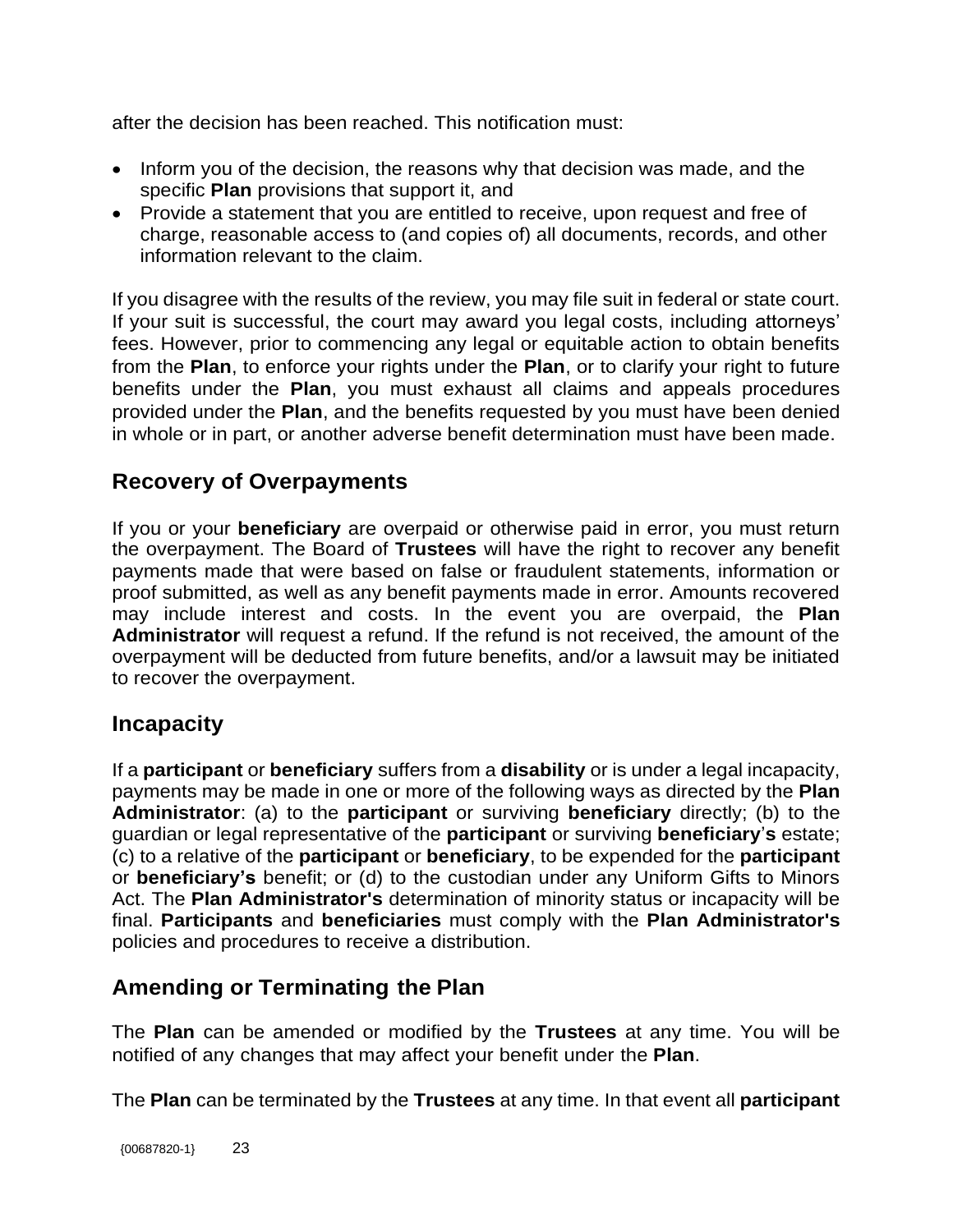after the decision has been reached. This notification must:

- Inform you of the decision, the reasons why that decision was made, and the specific **Plan** provisions that support it, and
- Provide a statement that you are entitled to receive, upon request and free of charge, reasonable access to (and copies of) all documents, records, and other information relevant to the claim.

If you disagree with the results of the review, you may file suit in federal or state court. If your suit is successful, the court may award you legal costs, including attorneys' fees. However, prior to commencing any legal or equitable action to obtain benefits from the **Plan**, to enforce your rights under the **Plan**, or to clarify your right to future benefits under the **Plan**, you must exhaust all claims and appeals procedures provided under the **Plan**, and the benefits requested by you must have been denied in whole or in part, or another adverse benefit determination must have been made.

## Recovery of Overpayments

If you or your **beneficiary** are overpaid or otherwise paid in error, you must return the overpayment. The Board of **Trustees** will have the right to recover any benefit payments made that were based on false or fraudulent statements, information or proof submitted, as well as any benefit payments made in error. Amounts recovered may include interest and costs. In the event you are overpaid, the **Plan Administrator** will request a refund. If the refund is not received, the amount of the overpayment will be deducted from future benefits, and/or a lawsuit may be initiated to recover the overpayment.

## Incapacity

If a **participant** or **beneficiary** suffers from a **disability** or is under a legal incapacity, payments may be made in one or more of the following ways as directed by the **Plan Administrator**: (a) to the **participant** or surviving **beneficiary** directly; (b) to the guardian or legal representative of the **participant** or surviving **beneficiary**'s estate; (c) to a relative of the **participant** or **beneficiary**, to be expended for the **participant** or **beneficiary's** benefit; or (d) to the custodian under any Uniform Gifts to Minors Act. The **Plan Administrator's** determination of minority status or incapacity will be final. **Participants** and **beneficiaries** must comply with the **Plan Administrator's** policies and procedures to receive a distribution.

## Amending or Terminating the Plan

The **Plan** can be amended or modified by the **Trustees** at any time. You will be notified of any changes that may affect your benefit under the **Plan**.

The **Plan** can be terminated by the **Trustees** at any time. In that event all **participant**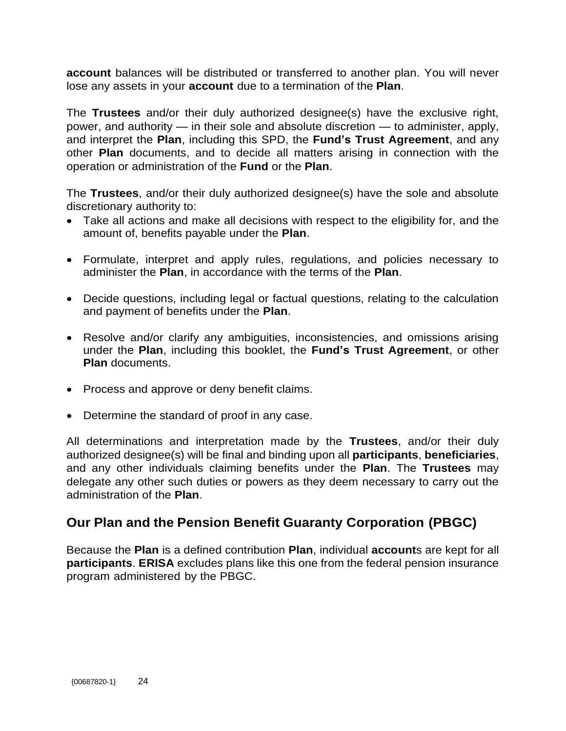**account** balances will be distributed or transferred to another plan. You will never lose any assets in your **account** due to a termination of the **Plan**.

The **Trustees** and/or their duly authorized designee(s) have the exclusive right, power, and authority — in their sole and absolute discretion — to administer, apply, and interpret the **Plan**, including this SPD, the **Fund's Trust Agreement**, and any other **Plan** documents, and to decide all matters arising in connection with the operation or administration of the **Fund** or the **Plan**.

The **Trustees**, and/or their duly authorized designee(s) have the sole and absolute discretionary authority to:

- Take all actions and make all decisions with respect to the eligibility for, and the amount of, benefits payable under the **Plan**.
- Formulate, interpret and apply rules, regulations, and policies necessary to administer the **Plan**, in accordance with the terms of the **Plan**.
- Decide questions, including legal or factual questions, relating to the calculation and payment of benefits under the **Plan**.
- Resolve and/or clarify any ambiguities, inconsistencies, and omissions arising under the **Plan**, including this booklet, the **Fund's Trust Agreement**, or other **Plan** documents.
- Process and approve or deny benefit claims.
- Determine the standard of proof in any case.

All determinations and interpretation made by the **Trustees**, and/or their duly authorized designee(s) will be final and binding upon all **participants**, **beneficiaries**, and any other individuals claiming benefits under the **Plan**. The **Trustees** may delegate any other such duties or powers as they deem necessary to carry out the administration of the **Plan**.

## Our Plan and the Pension Benefit Guaranty Corporation (PBGC)

Because the **Plan** is a defined contribution **Plan**, individual **account**s are kept for all **participants**. **ERISA** excludes plans like this one from the federal pension insurance program administered by the PBGC.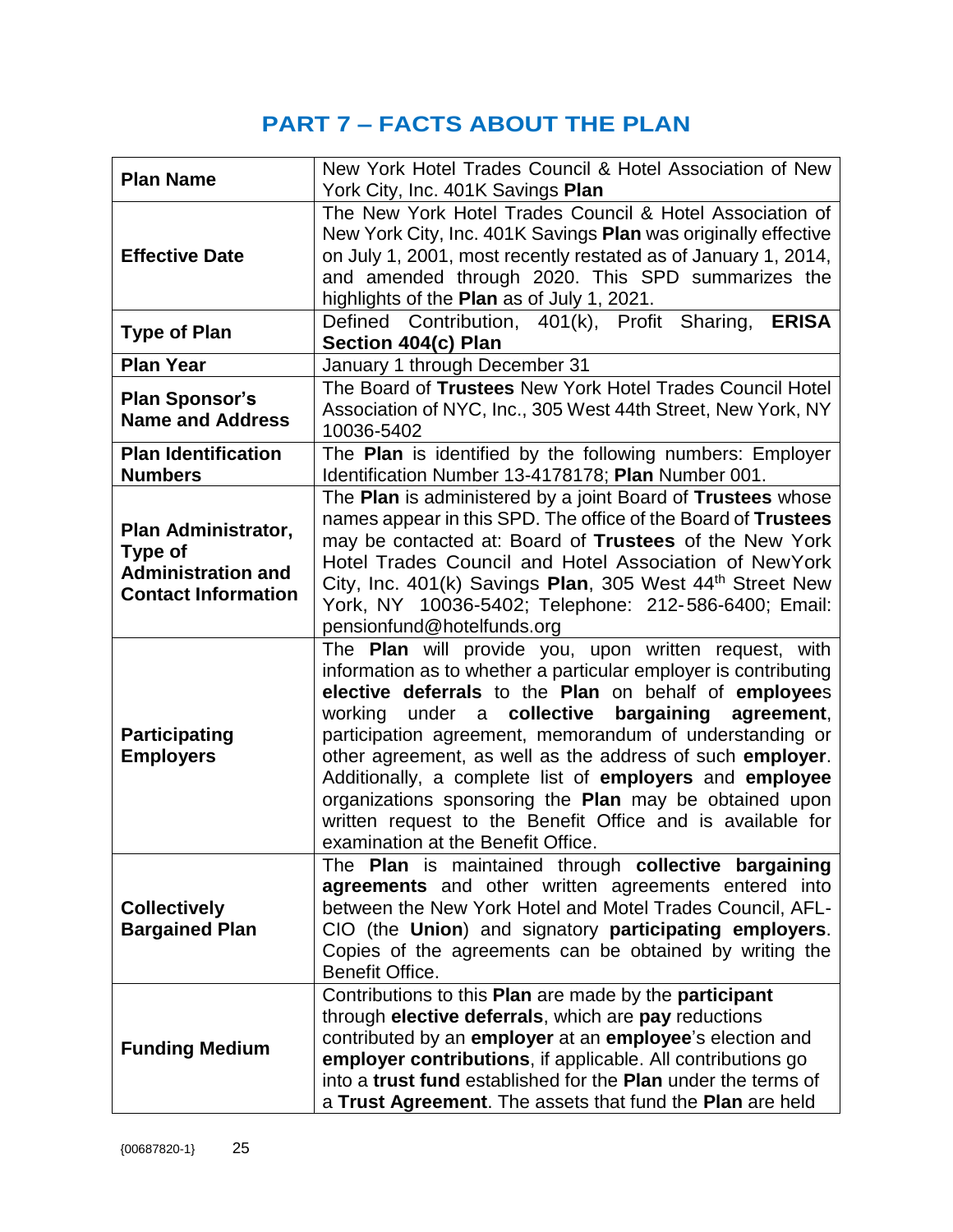# PART 7 – FACTS ABOUT THE PLAN

| **Plan Name** | New York Hotel Trades Council & Hotel Association of New York City, Inc. 401K Savings **Plan** |
|---|---|
| **Effective Date** | The New York Hotel Trades Council & Hotel Association of New York City, Inc. 401K Savings **Plan** was originally effective on July 1, 2001, most recently restated as of January 1, 2014, and amended through 2020. This SPD summarizes the highlights of the **Plan** as of July 1, 2021. |
| **Type of Plan** | Defined Contribution, 401(k), Profit Sharing, **ERISA Section 404(c) Plan** |
| **Plan Year** | January 1 through December 31 |
| **Plan Sponsor's Name and Address** | The Board of **Trustees** New York Hotel Trades Council Hotel Association of NYC, Inc., 305 West 44th Street, New York, NY 10036-5402 |
| **Plan Identification Numbers** | The **Plan** is identified by the following numbers: Employer Identification Number 13-4178178; **Plan** Number 001. |
| **Plan Administrator, Type of Administration and Contact Information** | The **Plan** is administered by a joint Board of **Trustees** whose names appear in this SPD. The office of the Board of **Trustees** may be contacted at: Board of **Trustees** of the New York Hotel Trades Council and Hotel Association of NewYork City, Inc. 401(k) Savings **Plan**, 305 West 44th Street New York, NY 10036-5402; Telephone: 212-586-6400; Email: pensionfund@hotelfunds.org |
| **Participating Employers** | The **Plan** will provide you, upon written request, with information as to whether a particular employer is contributing **elective deferrals** to the **Plan** on behalf of **employee**s working under a **collective bargaining agreement**, participation agreement, memorandum of understanding or other agreement, as well as the address of such **employer**. Additionally, a complete list of **employers** and **employee** organizations sponsoring the **Plan** may be obtained upon written request to the Benefit Office and is available for examination at the Benefit Office. |
| **Collectively Bargained Plan** | The **Plan** is maintained through **collective bargaining agreements** and other written agreements entered into between the New York Hotel and Motel Trades Council, AFL-CIO (the **Union**) and signatory **participating employers**. Copies of the agreements can be obtained by writing the Benefit Office. |
| **Funding Medium** | Contributions to this **Plan** are made by the **participant** through **elective deferrals**, which are **pay** reductions contributed by an **employer** at an **employee**'s election and **employer contributions**, if applicable. All contributions go into a **trust fund** established for the **Plan** under the terms of a **Trust Agreement**. The assets that fund the **Plan** are held |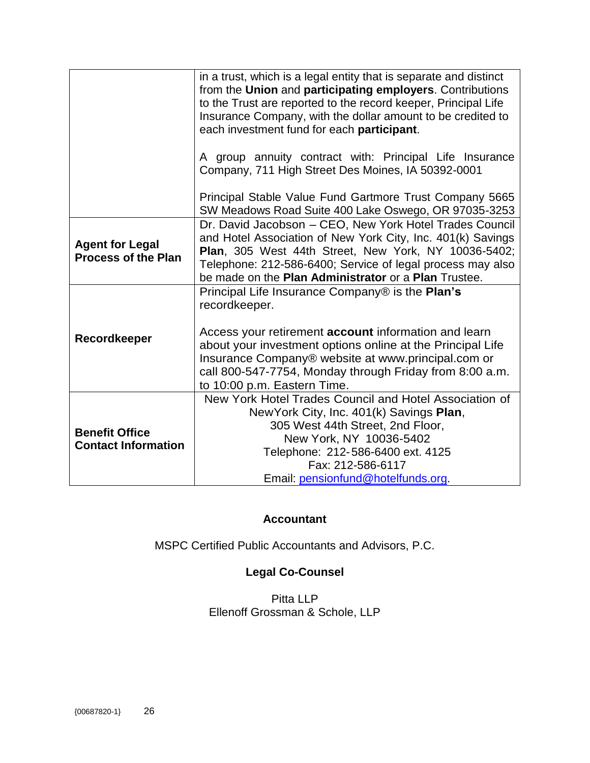| | |
|---|---|
| | in a trust, which is a legal entity that is separate and distinct from the **Union** and **participating employers**. Contributions to the Trust are reported to the record keeper, Principal Life Insurance Company, with the dollar amount to be credited to each investment fund for each **participant**.<br><br>A group annuity contract with: Principal Life Insurance Company, 711 High Street Des Moines, IA 50392-0001<br><br>Principal Stable Value Fund Gartmore Trust Company 5665 SW Meadows Road Suite 400 Lake Oswego, OR 97035-3253 |
| **Agent for Legal Process of the Plan** | Dr. David Jacobson – CEO, New York Hotel Trades Council and Hotel Association of New York City, Inc. 401(k) Savings **Plan**, 305 West 44th Street, New York, NY 10036-5402; Telephone: 212-586-6400; Service of legal process may also be made on the **Plan Administrator** or a **Plan** Trustee. |
| **Recordkeeper** | Principal Life Insurance Company® is the **Plan's** recordkeeper.<br><br>Access your retirement **account** information and learn about your investment options online at the Principal Life Insurance Company® website at www.principal.com or call 800-547-7754, Monday through Friday from 8:00 a.m. to 10:00 p.m. Eastern Time. |
| **Benefit Office Contact Information** | New York Hotel Trades Council and Hotel Association of NewYork City, Inc. 401(k) Savings **Plan**,<br>305 West 44th Street, 2nd Floor,<br>New York, NY 10036-5402<br>Telephone: 212-586-6400 ext. 4125<br>Fax: 212-586-6117<br>Email: pensionfund@hotelfunds.org. |

**Accountant**

MSPC Certified Public Accountants and Advisors, P.C.

**Legal Co-Counsel**

Pitta LLP
Ellenoff Grossman & Schole, LLP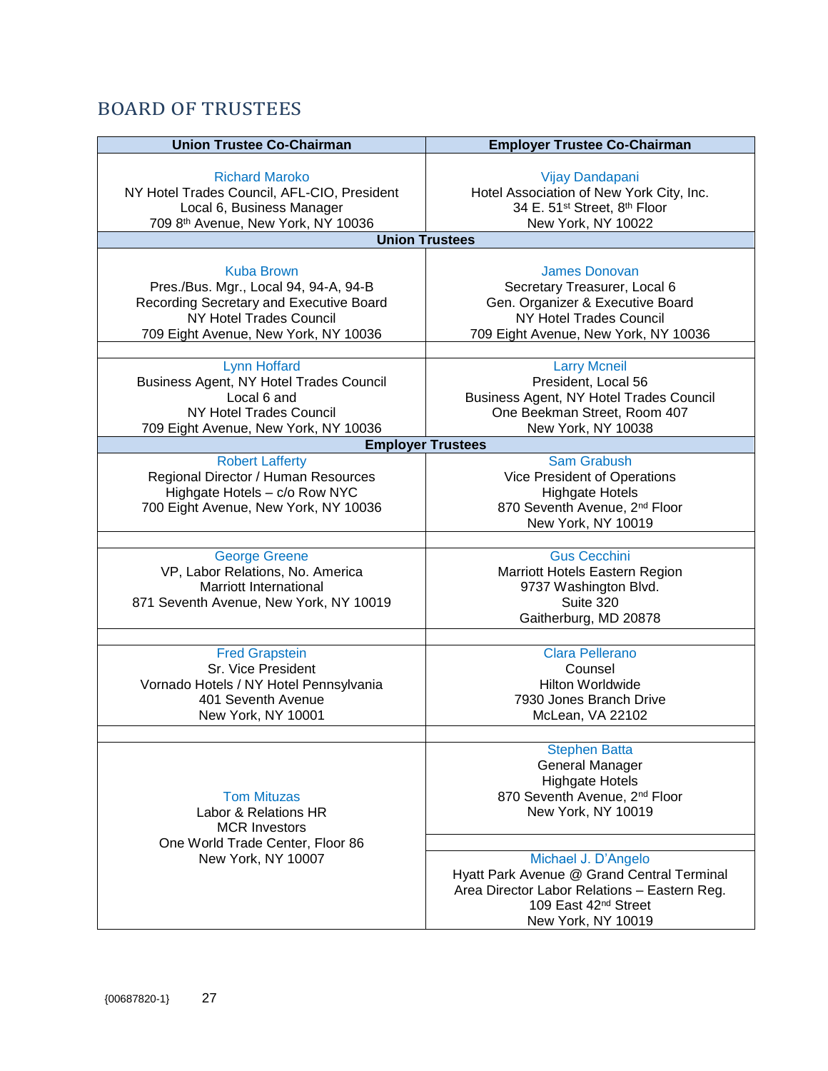## BOARD OF TRUSTEES

| Union Trustee Co-Chairman | Employer Trustee Co-Chairman |
|---|---|
| Richard Maroko<br>NY Hotel Trades Council, AFL-CIO, President<br>Local 6, Business Manager<br>709 8th Avenue, New York, NY 10036 | Vijay Dandapani<br>Hotel Association of New York City, Inc.<br>34 E. 51st Street, 8th Floor<br>New York, NY 10022 |
| **Union Trustees** | |
| Kuba Brown<br>Pres./Bus. Mgr., Local 94, 94-A, 94-B<br>Recording Secretary and Executive Board<br>NY Hotel Trades Council<br>709 Eight Avenue, New York, NY 10036 | James Donovan<br>Secretary Treasurer, Local 6<br>Gen. Organizer & Executive Board<br>NY Hotel Trades Council<br>709 Eight Avenue, New York, NY 10036 |
| Lynn Hoffard<br>Business Agent, NY Hotel Trades Council<br>Local 6 and<br>NY Hotel Trades Council<br>709 Eight Avenue, New York, NY 10036 | Larry Mcneil<br>President, Local 56<br>Business Agent, NY Hotel Trades Council<br>One Beekman Street, Room 407<br>New York, NY 10038 |
| **Employer Trustees** | |
| Robert Lafferty<br>Regional Director / Human Resources<br>Highgate Hotels – c/o Row NYC<br>700 Eight Avenue, New York, NY 10036 | Sam Grabush<br>Vice President of Operations<br>Highgate Hotels<br>870 Seventh Avenue, 2nd Floor<br>New York, NY 10019 |
| George Greene<br>VP, Labor Relations, No. America<br>Marriott International<br>871 Seventh Avenue, New York, NY 10019 | Gus Cecchini<br>Marriott Hotels Eastern Region<br>9737 Washington Blvd.<br>Suite 320<br>Gaitherburg, MD 20878 |
| Fred Grapstein<br>Sr. Vice President<br>Vornado Hotels / NY Hotel Pennsylvania<br>401 Seventh Avenue<br>New York, NY 10001 | Clara Pellerano<br>Counsel<br>Hilton Worldwide<br>7930 Jones Branch Drive<br>McLean, VA 22102 |
| Tom Mituzas<br>Labor & Relations HR<br>MCR Investors<br>One World Trade Center, Floor 86<br>New York, NY 10007 | Stephen Batta<br>General Manager<br>Highgate Hotels<br>870 Seventh Avenue, 2nd Floor<br>New York, NY 10019 |
| | Michael J. D'Angelo<br>Hyatt Park Avenue @ Grand Central Terminal<br>Area Director Labor Relations – Eastern Reg.<br>109 East 42nd Street<br>New York, NY 10019 |

{00687820-1}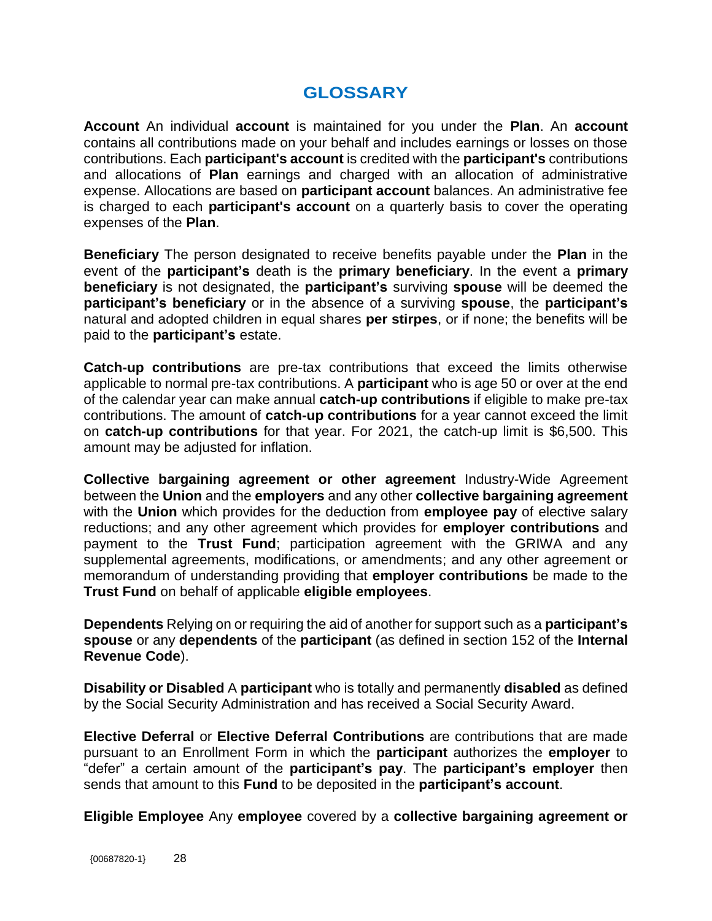# GLOSSARY

**Account** An individual **account** is maintained for you under the **Plan**. An **account** contains all contributions made on your behalf and includes earnings or losses on those contributions. Each **participant's account** is credited with the **participant's** contributions and allocations of **Plan** earnings and charged with an allocation of administrative expense. Allocations are based on **participant account** balances. An administrative fee is charged to each **participant's account** on a quarterly basis to cover the operating expenses of the **Plan**.

**Beneficiary** The person designated to receive benefits payable under the **Plan** in the event of the **participant's** death is the **primary beneficiary**. In the event a **primary beneficiary** is not designated, the **participant's** surviving **spouse** will be deemed the **participant's beneficiary** or in the absence of a surviving **spouse**, the **participant's** natural and adopted children in equal shares **per stirpes**, or if none; the benefits will be paid to the **participant's** estate.

**Catch-up contributions** are pre-tax contributions that exceed the limits otherwise applicable to normal pre-tax contributions. A **participant** who is age 50 or over at the end of the calendar year can make annual **catch-up contributions** if eligible to make pre-tax contributions. The amount of **catch-up contributions** for a year cannot exceed the limit on **catch-up contributions** for that year. For 2021, the catch-up limit is $6,500. This amount may be adjusted for inflation.

**Collective bargaining agreement or other agreement** Industry-Wide Agreement between the **Union** and the **employers** and any other **collective bargaining agreement** with the **Union** which provides for the deduction from **employee pay** of elective salary reductions; and any other agreement which provides for **employer contributions** and payment to the **Trust Fund**; participation agreement with the GRIWA and any supplemental agreements, modifications, or amendments; and any other agreement or memorandum of understanding providing that **employer contributions** be made to the **Trust Fund** on behalf of applicable **eligible employees**.

**Dependents** Relying on or requiring the aid of another for support such as a **participant's spouse** or any **dependents** of the **participant** (as defined in section 152 of the **Internal Revenue Code**).

**Disability or Disabled** A **participant** who is totally and permanently **disabled** as defined by the Social Security Administration and has received a Social Security Award.

**Elective Deferral** or **Elective Deferral Contributions** are contributions that are made pursuant to an Enrollment Form in which the **participant** authorizes the **employer** to "defer" a certain amount of the **participant's pay**. The **participant's employer** then sends that amount to this **Fund** to be deposited in the **participant's account**.

**Eligible Employee** Any **employee** covered by a **collective bargaining agreement or**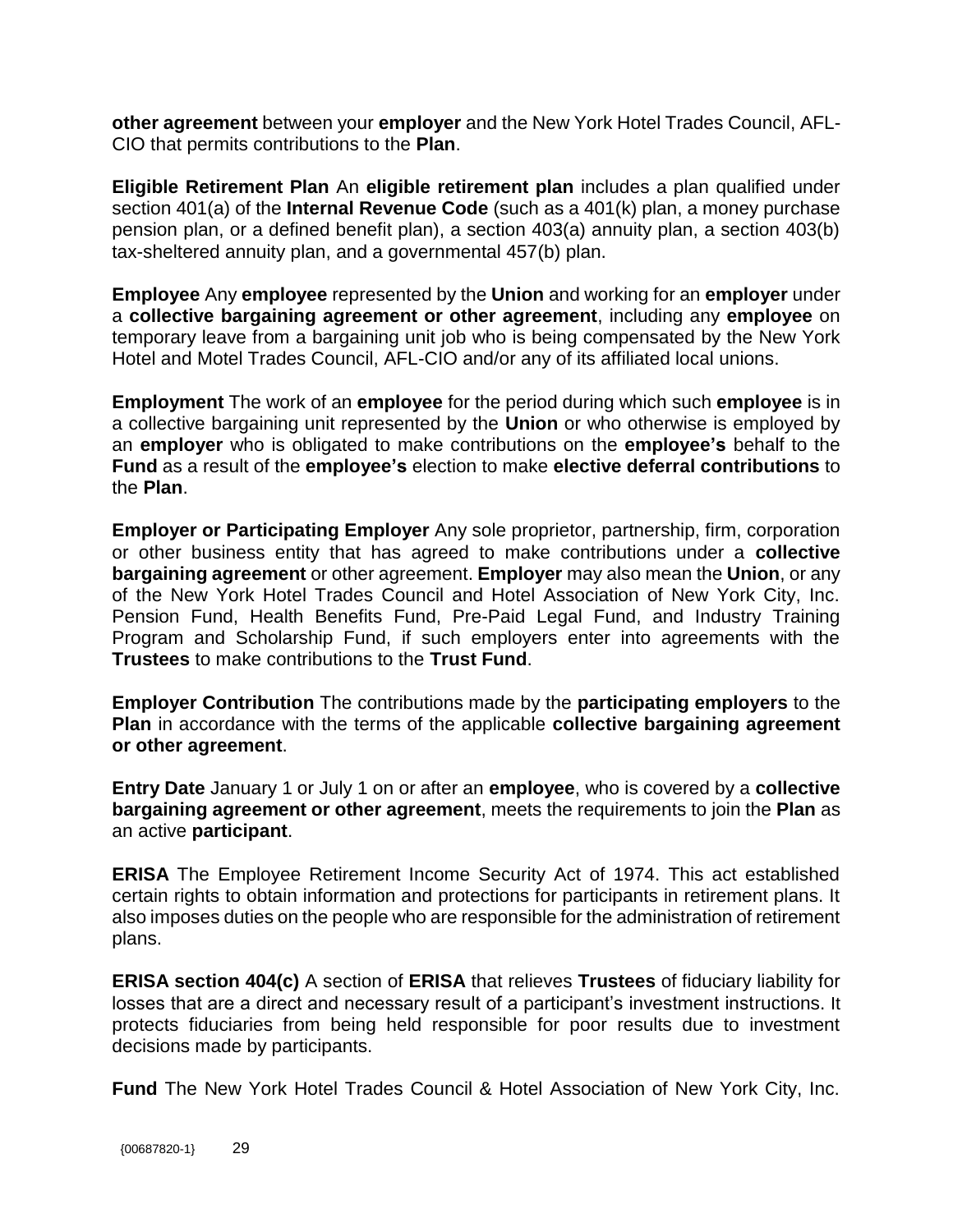**other agreement** between your **employer** and the New York Hotel Trades Council, AFL-CIO that permits contributions to the **Plan**.

**Eligible Retirement Plan** An **eligible retirement plan** includes a plan qualified under section 401(a) of the **Internal Revenue Code** (such as a 401(k) plan, a money purchase pension plan, or a defined benefit plan), a section 403(a) annuity plan, a section 403(b) tax-sheltered annuity plan, and a governmental 457(b) plan.

**Employee** Any **employee** represented by the **Union** and working for an **employer** under a **collective bargaining agreement or other agreement**, including any **employee** on temporary leave from a bargaining unit job who is being compensated by the New York Hotel and Motel Trades Council, AFL-CIO and/or any of its affiliated local unions.

**Employment** The work of an **employee** for the period during which such **employee** is in a collective bargaining unit represented by the **Union** or who otherwise is employed by an **employer** who is obligated to make contributions on the **employee's** behalf to the **Fund** as a result of the **employee's** election to make **elective deferral contributions** to the **Plan**.

**Employer or Participating Employer** Any sole proprietor, partnership, firm, corporation or other business entity that has agreed to make contributions under a **collective bargaining agreement** or other agreement. **Employer** may also mean the **Union**, or any of the New York Hotel Trades Council and Hotel Association of New York City, Inc. Pension Fund, Health Benefits Fund, Pre-Paid Legal Fund, and Industry Training Program and Scholarship Fund, if such employers enter into agreements with the **Trustees** to make contributions to the **Trust Fund**.

**Employer Contribution** The contributions made by the **participating employers** to the **Plan** in accordance with the terms of the applicable **collective bargaining agreement or other agreement**.

**Entry Date** January 1 or July 1 on or after an **employee**, who is covered by a **collective bargaining agreement or other agreement**, meets the requirements to join the **Plan** as an active **participant**.

**ERISA** The Employee Retirement Income Security Act of 1974. This act established certain rights to obtain information and protections for participants in retirement plans. It also imposes duties on the people who are responsible for the administration of retirement plans.

**ERISA section 404(c)** A section of **ERISA** that relieves **Trustees** of fiduciary liability for losses that are a direct and necessary result of a participant's investment instructions. It protects fiduciaries from being held responsible for poor results due to investment decisions made by participants.

**Fund** The New York Hotel Trades Council & Hotel Association of New York City, Inc.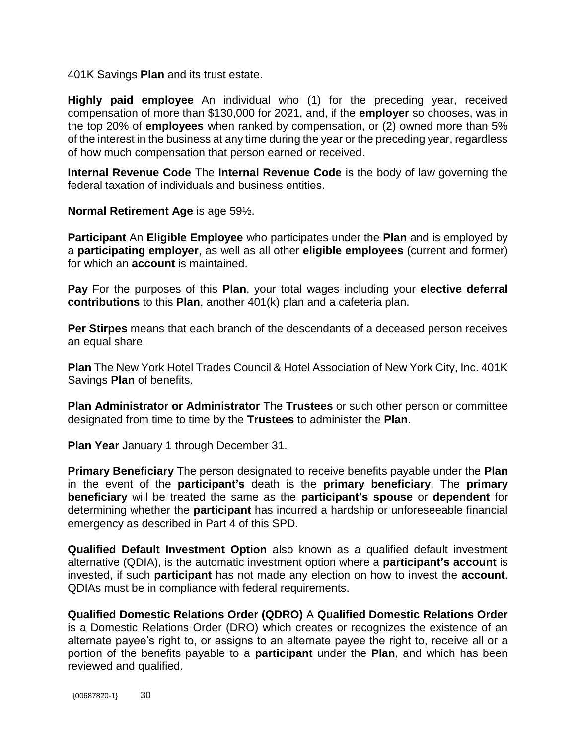401K Savings **Plan** and its trust estate.

**Highly paid employee** An individual who (1) for the preceding year, received compensation of more than $130,000 for 2021, and, if the **employer** so chooses, was in the top 20% of **employees** when ranked by compensation, or (2) owned more than 5% of the interest in the business at any time during the year or the preceding year, regardless of how much compensation that person earned or received.

**Internal Revenue Code** The **Internal Revenue Code** is the body of law governing the federal taxation of individuals and business entities.

**Normal Retirement Age** is age 59½.

**Participant** An **Eligible Employee** who participates under the **Plan** and is employed by a **participating employer**, as well as all other **eligible employees** (current and former) for which an **account** is maintained.

**Pay** For the purposes of this **Plan**, your total wages including your **elective deferral contributions** to this **Plan**, another 401(k) plan and a cafeteria plan.

**Per Stirpes** means that each branch of the descendants of a deceased person receives an equal share.

**Plan** The New York Hotel Trades Council & Hotel Association of New York City, Inc. 401K Savings **Plan** of benefits.

**Plan Administrator or Administrator** The **Trustees** or such other person or committee designated from time to time by the **Trustees** to administer the **Plan**.

**Plan Year** January 1 through December 31.

**Primary Beneficiary** The person designated to receive benefits payable under the **Plan** in the event of the **participant's** death is the **primary beneficiary**. The **primary beneficiary** will be treated the same as the **participant's spouse** or **dependent** for determining whether the **participant** has incurred a hardship or unforeseeable financial emergency as described in Part 4 of this SPD.

**Qualified Default Investment Option** also known as a qualified default investment alternative (QDIA), is the automatic investment option where a **participant's account** is invested, if such **participant** has not made any election on how to invest the **account**. QDIAs must be in compliance with federal requirements.

**Qualified Domestic Relations Order (QDRO)** A **Qualified Domestic Relations Order** is a Domestic Relations Order (DRO) which creates or recognizes the existence of an alternate payee's right to, or assigns to an alternate payee the right to, receive all or a portion of the benefits payable to a **participant** under the **Plan**, and which has been reviewed and qualified.

{00687820-1}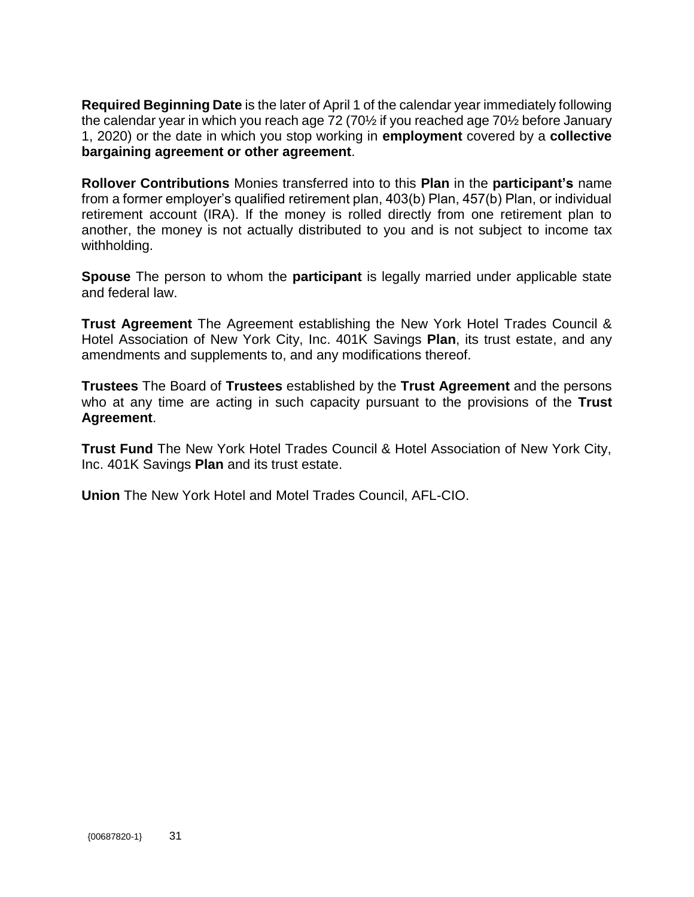**Required Beginning Date** is the later of April 1 of the calendar year immediately following the calendar year in which you reach age 72 (70½ if you reached age 70½ before January 1, 2020) or the date in which you stop working in **employment** covered by a **collective bargaining agreement or other agreement**.

**Rollover Contributions** Monies transferred into to this **Plan** in the **participant's** name from a former employer's qualified retirement plan, 403(b) Plan, 457(b) Plan, or individual retirement account (IRA). If the money is rolled directly from one retirement plan to another, the money is not actually distributed to you and is not subject to income tax withholding.

**Spouse** The person to whom the **participant** is legally married under applicable state and federal law.

**Trust Agreement** The Agreement establishing the New York Hotel Trades Council & Hotel Association of New York City, Inc. 401K Savings **Plan**, its trust estate, and any amendments and supplements to, and any modifications thereof.

**Trustees** The Board of **Trustees** established by the **Trust Agreement** and the persons who at any time are acting in such capacity pursuant to the provisions of the **Trust Agreement**.

**Trust Fund** The New York Hotel Trades Council & Hotel Association of New York City, Inc. 401K Savings **Plan** and its trust estate.

**Union** The New York Hotel and Motel Trades Council, AFL-CIO.

{00687820-1}